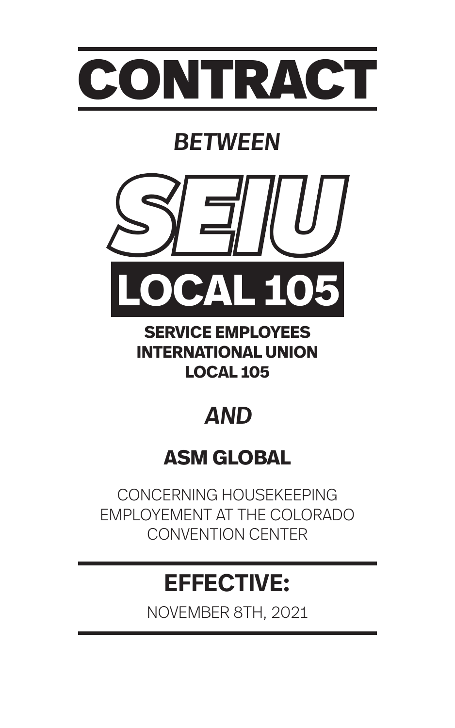# CONTRACT

*BETWEEN*

SEIU

LOCAL 105

**SERVICE EMPLOYEES INTERNATIONAL UNION LOCAL 105**

*AND*

## ASM GLOBAL

CONCERNING HOUSEKEEPING EMPLOYEMENT AT THE COLORADO CONVENTION CENTER

## EFFECTIVE:

NOVEMBER 8TH, 2021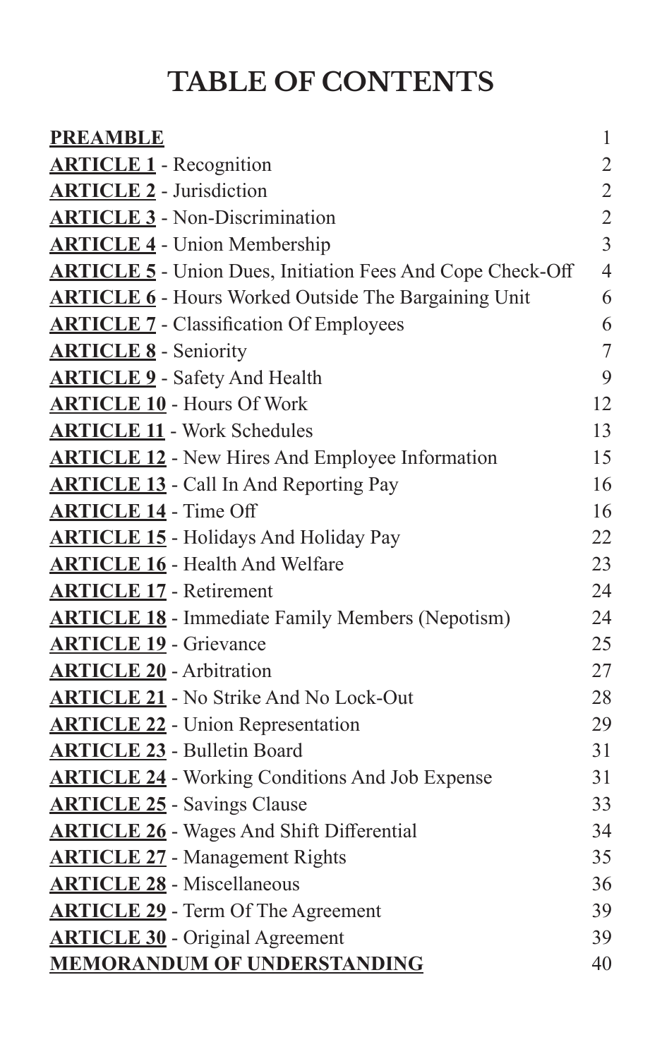# TABLE OF CONTENTS

| | |
|---|---|
| **PREAMBLE** | 1 |
| **ARTICLE 1** - Recognition | 2 |
| **ARTICLE 2** - Jurisdiction | 2 |
| **ARTICLE 3** - Non-Discrimination | 2 |
| **ARTICLE 4** - Union Membership | 3 |
| **ARTICLE 5** - Union Dues, Initiation Fees And Cope Check-Off | 4 |
| **ARTICLE 6** - Hours Worked Outside The Bargaining Unit | 6 |
| **ARTICLE 7** - Classification Of Employees | 6 |
| **ARTICLE 8** - Seniority | 7 |
| **ARTICLE 9** - Safety And Health | 9 |
| **ARTICLE 10** - Hours Of Work | 12 |
| **ARTICLE 11** - Work Schedules | 13 |
| **ARTICLE 12** - New Hires And Employee Information | 15 |
| **ARTICLE 13** - Call In And Reporting Pay | 16 |
| **ARTICLE 14** - Time Off | 16 |
| **ARTICLE 15** - Holidays And Holiday Pay | 22 |
| **ARTICLE 16** - Health And Welfare | 23 |
| **ARTICLE 17** - Retirement | 24 |
| **ARTICLE 18** - Immediate Family Members (Nepotism) | 24 |
| **ARTICLE 19** - Grievance | 25 |
| **ARTICLE 20** - Arbitration | 27 |
| **ARTICLE 21** - No Strike And No Lock-Out | 28 |
| **ARTICLE 22** - Union Representation | 29 |
| **ARTICLE 23** - Bulletin Board | 31 |
| **ARTICLE 24** - Working Conditions And Job Expense | 31 |
| **ARTICLE 25** - Savings Clause | 33 |
| **ARTICLE 26** - Wages And Shift Differential | 34 |
| **ARTICLE 27** - Management Rights | 35 |
| **ARTICLE 28** - Miscellaneous | 36 |
| **ARTICLE 29** - Term Of The Agreement | 39 |
| **ARTICLE 30** - Original Agreement | 39 |
| **MEMORANDUM OF UNDERSTANDING** | 40 |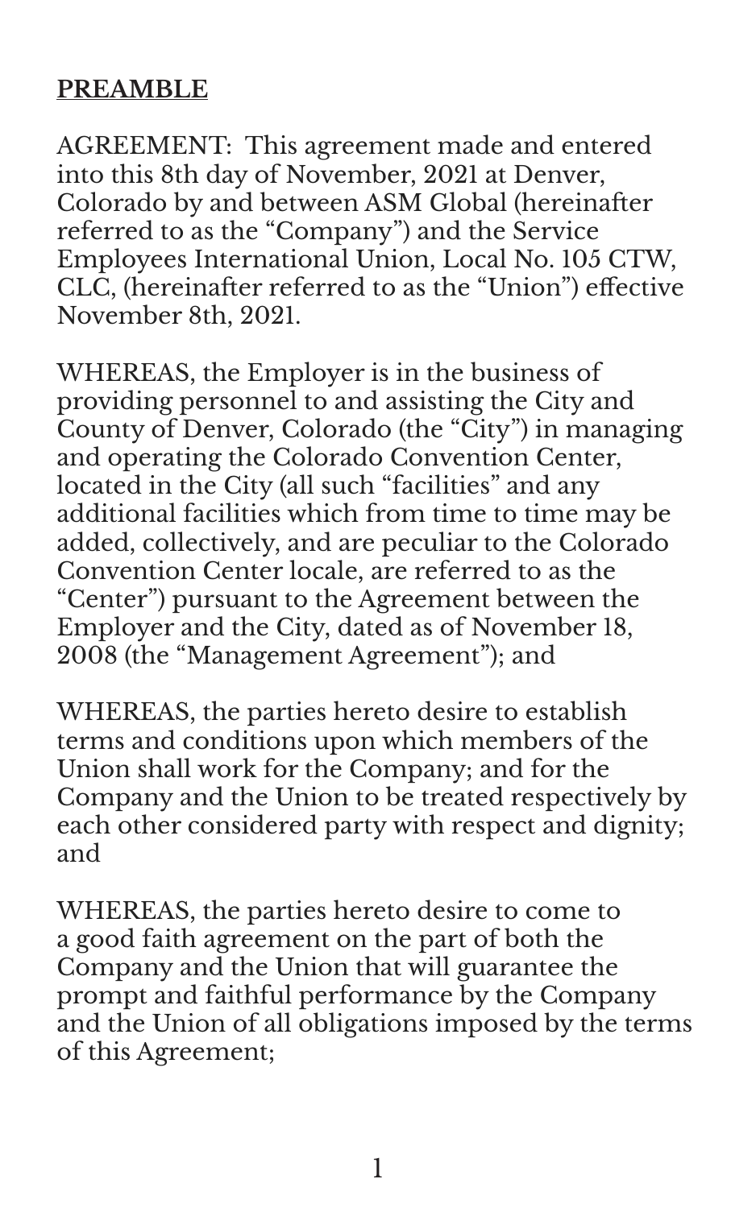**PREAMBLE**

AGREEMENT: This agreement made and entered into this 8th day of November, 2021 at Denver, Colorado by and between ASM Global (hereinafter referred to as the "Company") and the Service Employees International Union, Local No. 105 CTW, CLC, (hereinafter referred to as the "Union") effective November 8th, 2021.

WHEREAS, the Employer is in the business of providing personnel to and assisting the City and County of Denver, Colorado (the "City") in managing and operating the Colorado Convention Center, located in the City (all such "facilities" and any additional facilities which from time to time may be added, collectively, and are peculiar to the Colorado Convention Center locale, are referred to as the "Center") pursuant to the Agreement between the Employer and the City, dated as of November 18, 2008 (the "Management Agreement"); and

WHEREAS, the parties hereto desire to establish terms and conditions upon which members of the Union shall work for the Company; and for the Company and the Union to be treated respectively by each other considered party with respect and dignity; and

WHEREAS, the parties hereto desire to come to a good faith agreement on the part of both the Company and the Union that will guarantee the prompt and faithful performance by the Company and the Union of all obligations imposed by the terms of this Agreement;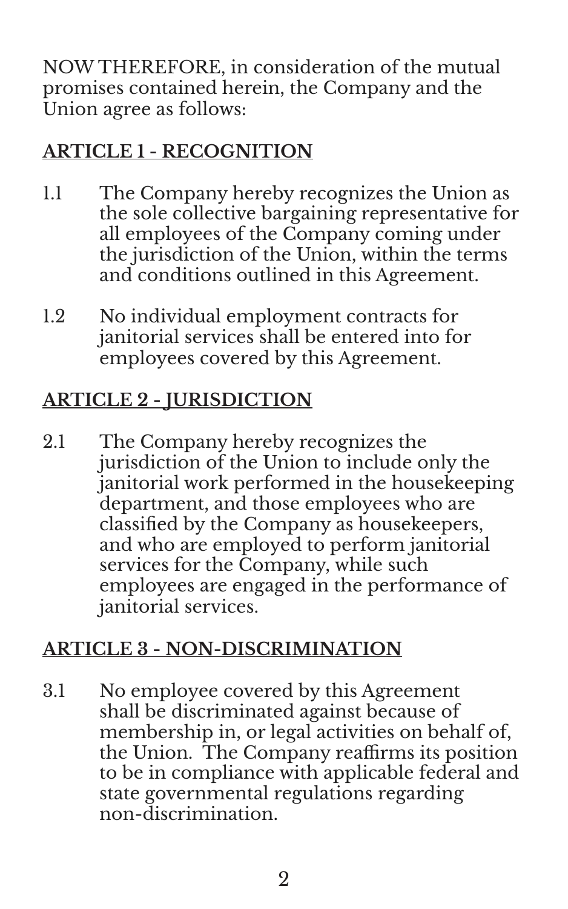NOW THEREFORE, in consideration of the mutual promises contained herein, the Company and the Union agree as follows:

## ARTICLE 1 - RECOGNITION

1.1 The Company hereby recognizes the Union as the sole collective bargaining representative for all employees of the Company coming under the jurisdiction of the Union, within the terms and conditions outlined in this Agreement.

1.2 No individual employment contracts for janitorial services shall be entered into for employees covered by this Agreement.

## ARTICLE 2 - JURISDICTION

2.1 The Company hereby recognizes the jurisdiction of the Union to include only the janitorial work performed in the housekeeping department, and those employees who are classified by the Company as housekeepers, and who are employed to perform janitorial services for the Company, while such employees are engaged in the performance of janitorial services.

## ARTICLE 3 - NON-DISCRIMINATION

3.1 No employee covered by this Agreement shall be discriminated against because of membership in, or legal activities on behalf of, the Union. The Company reaffirms its position to be in compliance with applicable federal and state governmental regulations regarding non-discrimination.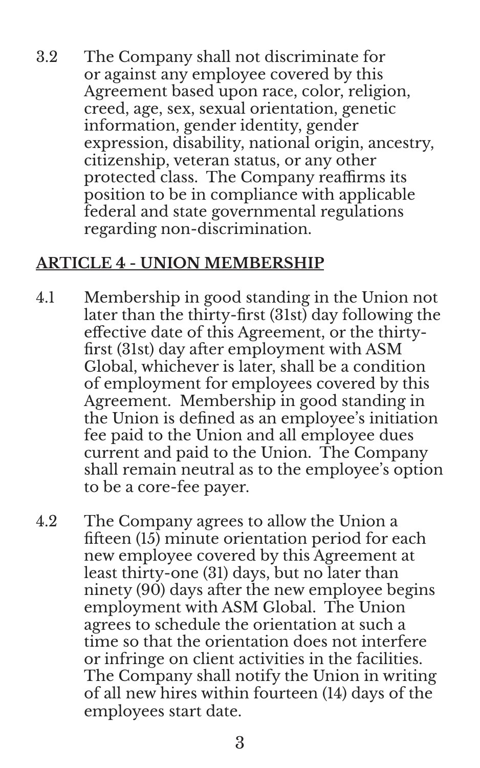3.2 The Company shall not discriminate for or against any employee covered by this Agreement based upon race, color, religion, creed, age, sex, sexual orientation, genetic information, gender identity, gender expression, disability, national origin, ancestry, citizenship, veteran status, or any other protected class. The Company reaffirms its position to be in compliance with applicable federal and state governmental regulations regarding non-discrimination.

## ARTICLE 4 - UNION MEMBERSHIP

4.1 Membership in good standing in the Union not later than the thirty-first (31st) day following the effective date of this Agreement, or the thirty-first (31st) day after employment with ASM Global, whichever is later, shall be a condition of employment for employees covered by this Agreement. Membership in good standing in the Union is defined as an employee's initiation fee paid to the Union and all employee dues current and paid to the Union. The Company shall remain neutral as to the employee's option to be a core-fee payer.

4.2 The Company agrees to allow the Union a fifteen (15) minute orientation period for each new employee covered by this Agreement at least thirty-one (31) days, but no later than ninety (90) days after the new employee begins employment with ASM Global. The Union agrees to schedule the orientation at such a time so that the orientation does not interfere or infringe on client activities in the facilities. The Company shall notify the Union in writing of all new hires within fourteen (14) days of the employees start date.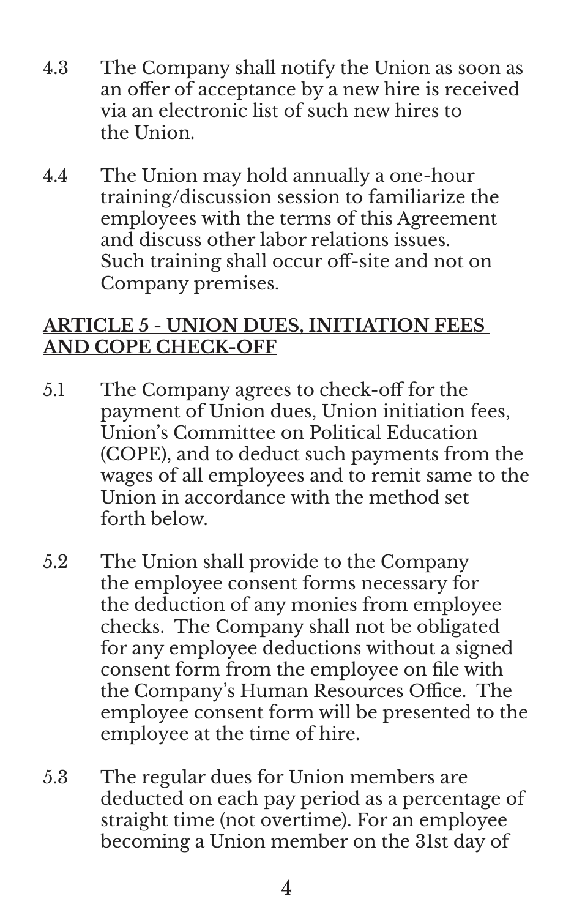4.3 The Company shall notify the Union as soon as an offer of acceptance by a new hire is received via an electronic list of such new hires to the Union.

4.4 The Union may hold annually a one-hour training/discussion session to familiarize the employees with the terms of this Agreement and discuss other labor relations issues. Such training shall occur off-site and not on Company premises.

## ARTICLE 5 - UNION DUES, INITIATION FEES AND COPE CHECK-OFF

5.1 The Company agrees to check-off for the payment of Union dues, Union initiation fees, Union's Committee on Political Education (COPE), and to deduct such payments from the wages of all employees and to remit same to the Union in accordance with the method set forth below.

5.2 The Union shall provide to the Company the employee consent forms necessary for the deduction of any monies from employee checks. The Company shall not be obligated for any employee deductions without a signed consent form from the employee on file with the Company's Human Resources Office. The employee consent form will be presented to the employee at the time of hire.

5.3 The regular dues for Union members are deducted on each pay period as a percentage of straight time (not overtime). For an employee becoming a Union member on the 31st day of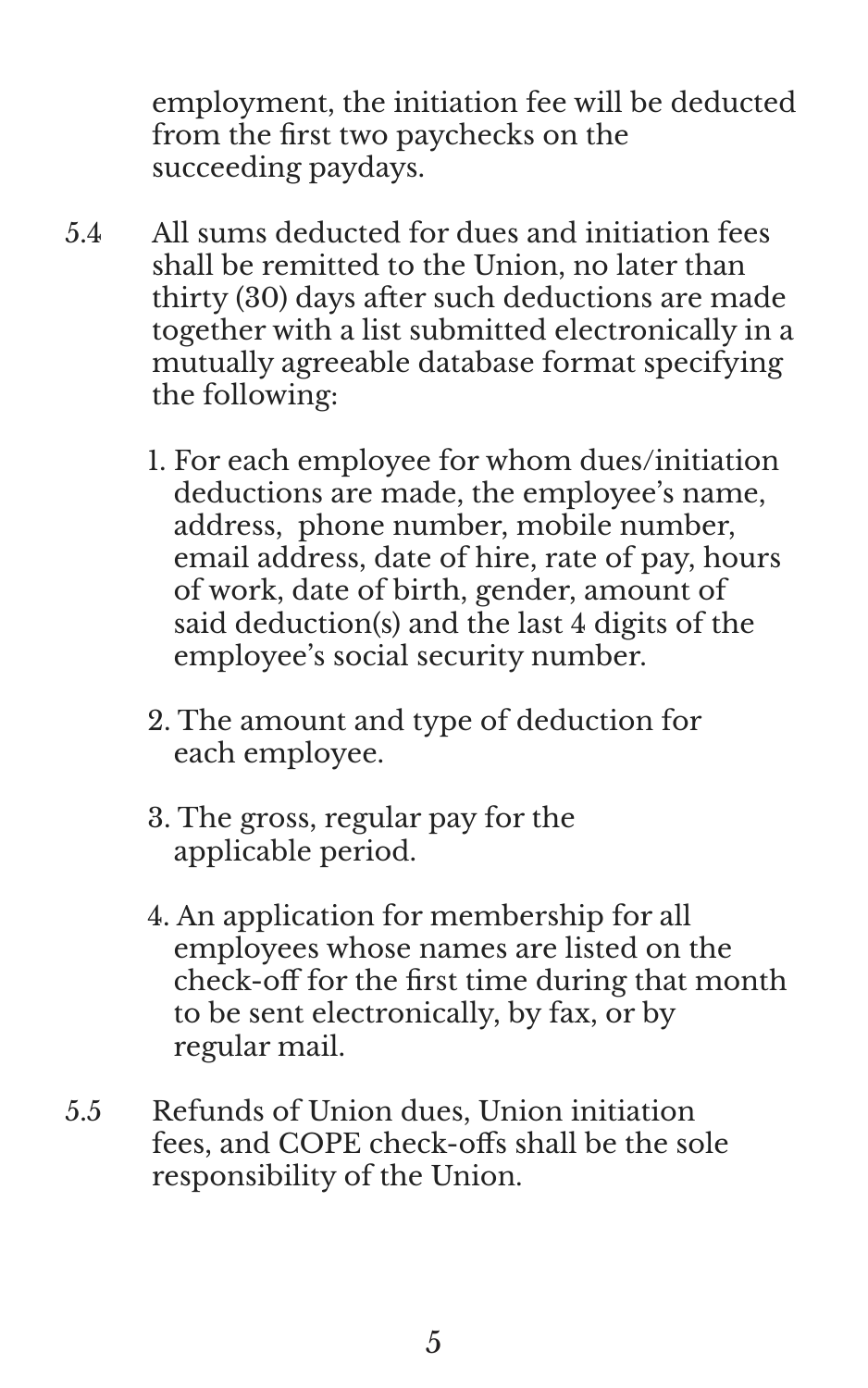employment, the initiation fee will be deducted from the first two paychecks on the succeeding paydays.

5.4 All sums deducted for dues and initiation fees shall be remitted to the Union, no later than thirty (30) days after such deductions are made together with a list submitted electronically in a mutually agreeable database format specifying the following:

1. For each employee for whom dues/initiation deductions are made, the employee's name, address, phone number, mobile number, email address, date of hire, rate of pay, hours of work, date of birth, gender, amount of said deduction(s) and the last 4 digits of the employee's social security number.

2. The amount and type of deduction for each employee.

3. The gross, regular pay for the applicable period.

4. An application for membership for all employees whose names are listed on the check-off for the first time during that month to be sent electronically, by fax, or by regular mail.

5.5 Refunds of Union dues, Union initiation fees, and COPE check-offs shall be the sole responsibility of the Union.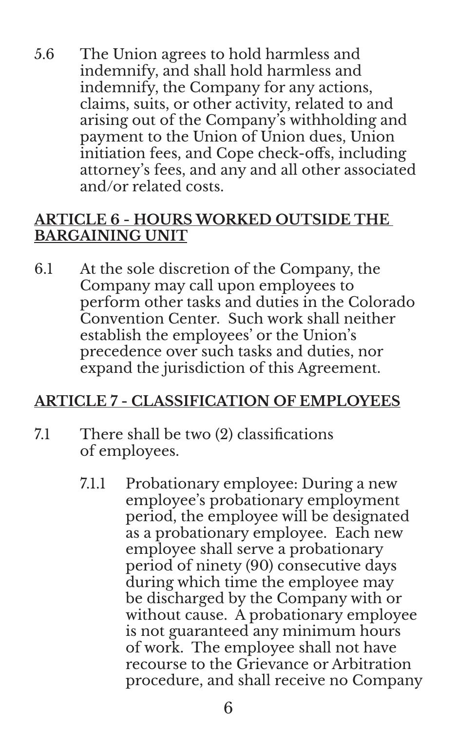5.6 The Union agrees to hold harmless and indemnify, and shall hold harmless and indemnify, the Company for any actions, claims, suits, or other activity, related to and arising out of the Company's withholding and payment to the Union of Union dues, Union initiation fees, and Cope check-offs, including attorney's fees, and any and all other associated and/or related costs.

## ARTICLE 6 - HOURS WORKED OUTSIDE THE BARGAINING UNIT

6.1 At the sole discretion of the Company, the Company may call upon employees to perform other tasks and duties in the Colorado Convention Center. Such work shall neither establish the employees' or the Union's precedence over such tasks and duties, nor expand the jurisdiction of this Agreement.

## ARTICLE 7 - CLASSIFICATION OF EMPLOYEES

7.1 There shall be two (2) classifications of employees.

7.1.1 Probationary employee: During a new employee's probationary employment period, the employee will be designated as a probationary employee. Each new employee shall serve a probationary period of ninety (90) consecutive days during which time the employee may be discharged by the Company with or without cause. A probationary employee is not guaranteed any minimum hours of work. The employee shall not have recourse to the Grievance or Arbitration procedure, and shall receive no Company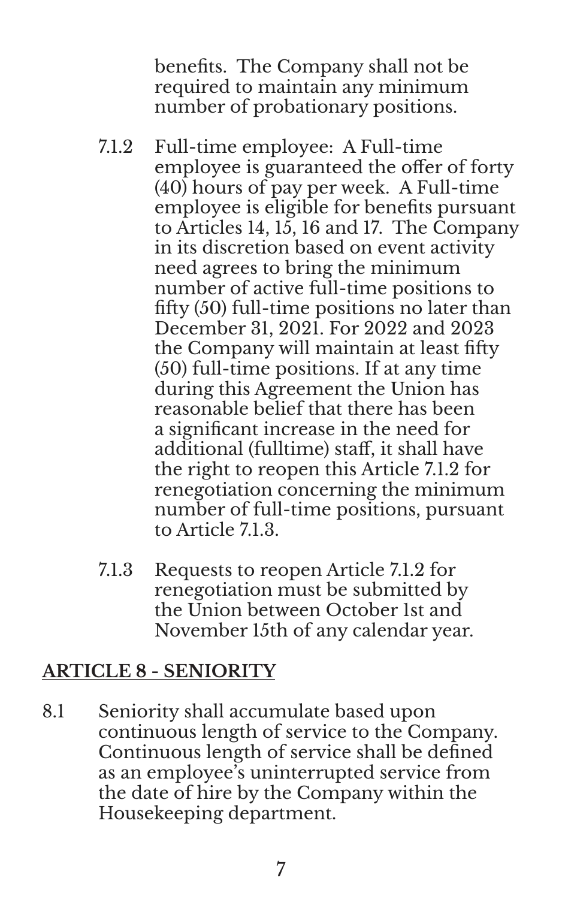benefits. The Company shall not be required to maintain any minimum number of probationary positions.

7.1.2 Full-time employee: A Full-time employee is guaranteed the offer of forty (40) hours of pay per week. A Full-time employee is eligible for benefits pursuant to Articles 14, 15, 16 and 17. The Company in its discretion based on event activity need agrees to bring the minimum number of active full-time positions to fifty (50) full-time positions no later than December 31, 2021. For 2022 and 2023 the Company will maintain at least fifty (50) full-time positions. If at any time during this Agreement the Union has reasonable belief that there has been a significant increase in the need for additional (fulltime) staff, it shall have the right to reopen this Article 7.1.2 for renegotiation concerning the minimum number of full-time positions, pursuant to Article 7.1.3.

7.1.3 Requests to reopen Article 7.1.2 for renegotiation must be submitted by the Union between October 1st and November 15th of any calendar year.

## ARTICLE 8 - SENIORITY

8.1 Seniority shall accumulate based upon continuous length of service to the Company. Continuous length of service shall be defined as an employee's uninterrupted service from the date of hire by the Company within the Housekeeping department.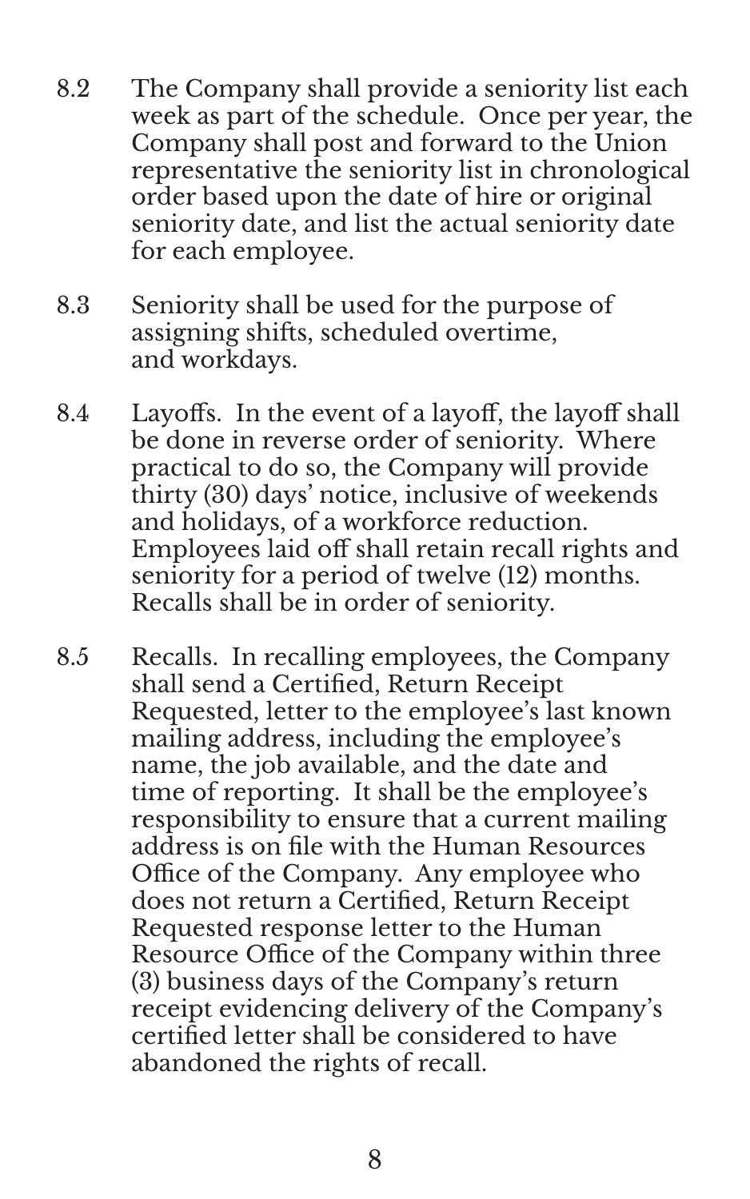8.2 The Company shall provide a seniority list each week as part of the schedule. Once per year, the Company shall post and forward to the Union representative the seniority list in chronological order based upon the date of hire or original seniority date, and list the actual seniority date for each employee.

8.3 Seniority shall be used for the purpose of assigning shifts, scheduled overtime, and workdays.

8.4 Layoffs. In the event of a layoff, the layoff shall be done in reverse order of seniority. Where practical to do so, the Company will provide thirty (30) days' notice, inclusive of weekends and holidays, of a workforce reduction. Employees laid off shall retain recall rights and seniority for a period of twelve (12) months. Recalls shall be in order of seniority.

8.5 Recalls. In recalling employees, the Company shall send a Certified, Return Receipt Requested, letter to the employee's last known mailing address, including the employee's name, the job available, and the date and time of reporting. It shall be the employee's responsibility to ensure that a current mailing address is on file with the Human Resources Office of the Company. Any employee who does not return a Certified, Return Receipt Requested response letter to the Human Resource Office of the Company within three (3) business days of the Company's return receipt evidencing delivery of the Company's certified letter shall be considered to have abandoned the rights of recall.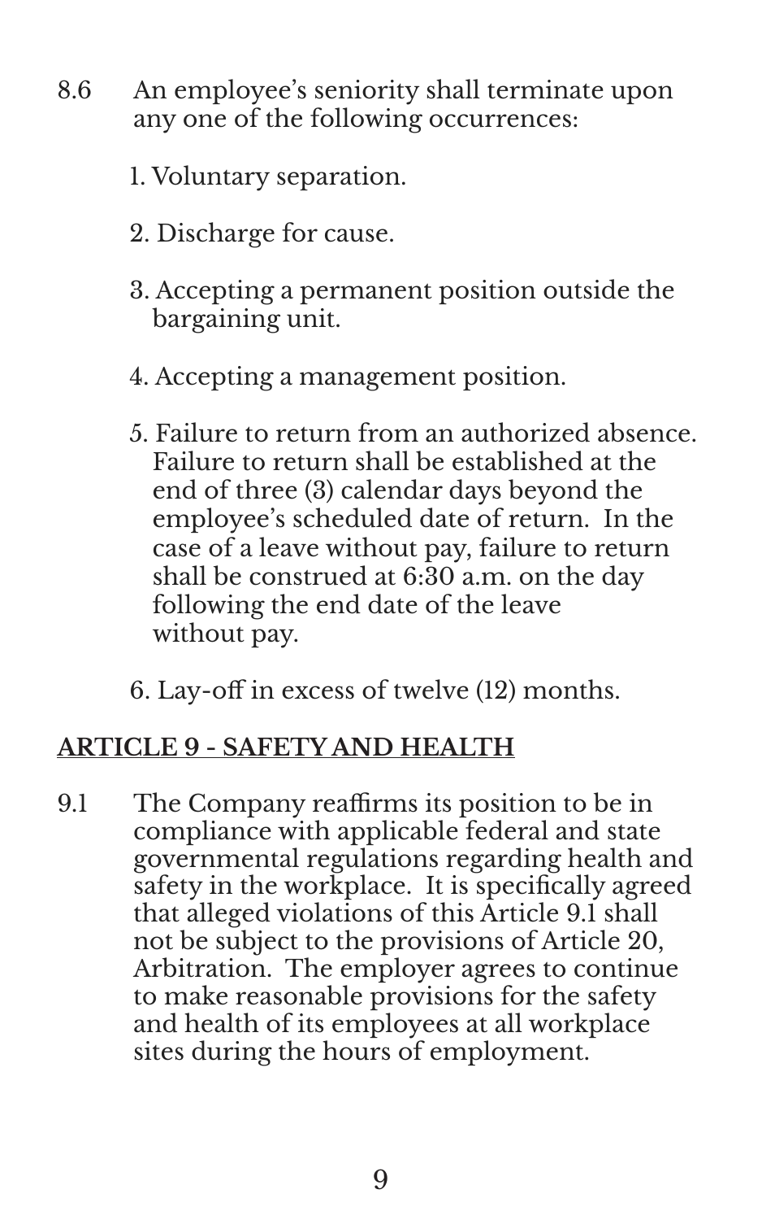8.6 An employee's seniority shall terminate upon any one of the following occurrences:

1. Voluntary separation.
2. Discharge for cause.
3. Accepting a permanent position outside the bargaining unit.
4. Accepting a management position.
5. Failure to return from an authorized absence. Failure to return shall be established at the end of three (3) calendar days beyond the employee's scheduled date of return. In the case of a leave without pay, failure to return shall be construed at 6:30 a.m. on the day following the end date of the leave without pay.
6. Lay-off in excess of twelve (12) months.

## ARTICLE 9 - SAFETY AND HEALTH

9.1 The Company reaffirms its position to be in compliance with applicable federal and state governmental regulations regarding health and safety in the workplace. It is specifically agreed that alleged violations of this Article 9.1 shall not be subject to the provisions of Article 20, Arbitration. The employer agrees to continue to make reasonable provisions for the safety and health of its employees at all workplace sites during the hours of employment.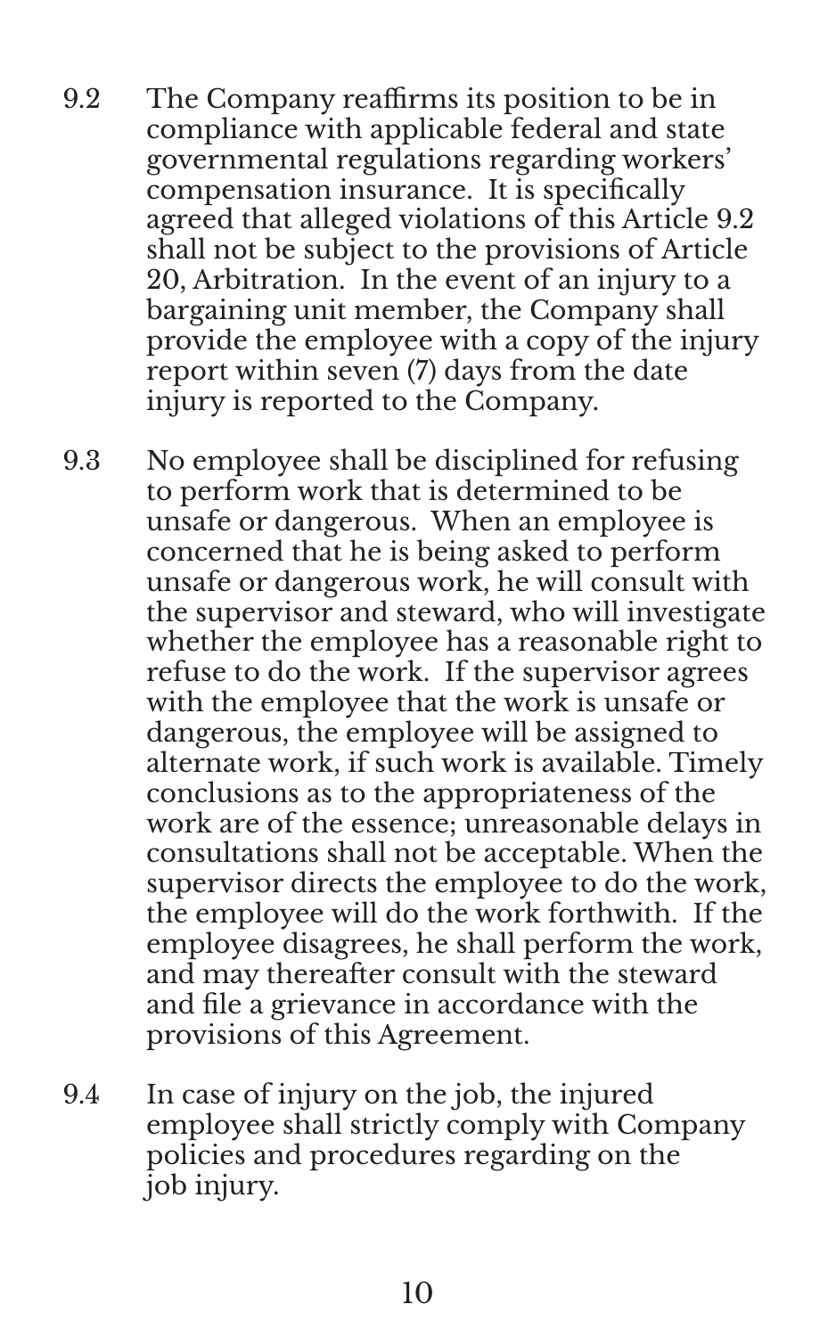9.2 The Company reaffirms its position to be in compliance with applicable federal and state governmental regulations regarding workers' compensation insurance. It is specifically agreed that alleged violations of this Article 9.2 shall not be subject to the provisions of Article 20, Arbitration. In the event of an injury to a bargaining unit member, the Company shall provide the employee with a copy of the injury report within seven (7) days from the date injury is reported to the Company.

9.3 No employee shall be disciplined for refusing to perform work that is determined to be unsafe or dangerous. When an employee is concerned that he is being asked to perform unsafe or dangerous work, he will consult with the supervisor and steward, who will investigate whether the employee has a reasonable right to refuse to do the work. If the supervisor agrees with the employee that the work is unsafe or dangerous, the employee will be assigned to alternate work, if such work is available. Timely conclusions as to the appropriateness of the work are of the essence; unreasonable delays in consultations shall not be acceptable. When the supervisor directs the employee to do the work, the employee will do the work forthwith. If the employee disagrees, he shall perform the work, and may thereafter consult with the steward and file a grievance in accordance with the provisions of this Agreement.

9.4 In case of injury on the job, the injured employee shall strictly comply with Company policies and procedures regarding on the job injury.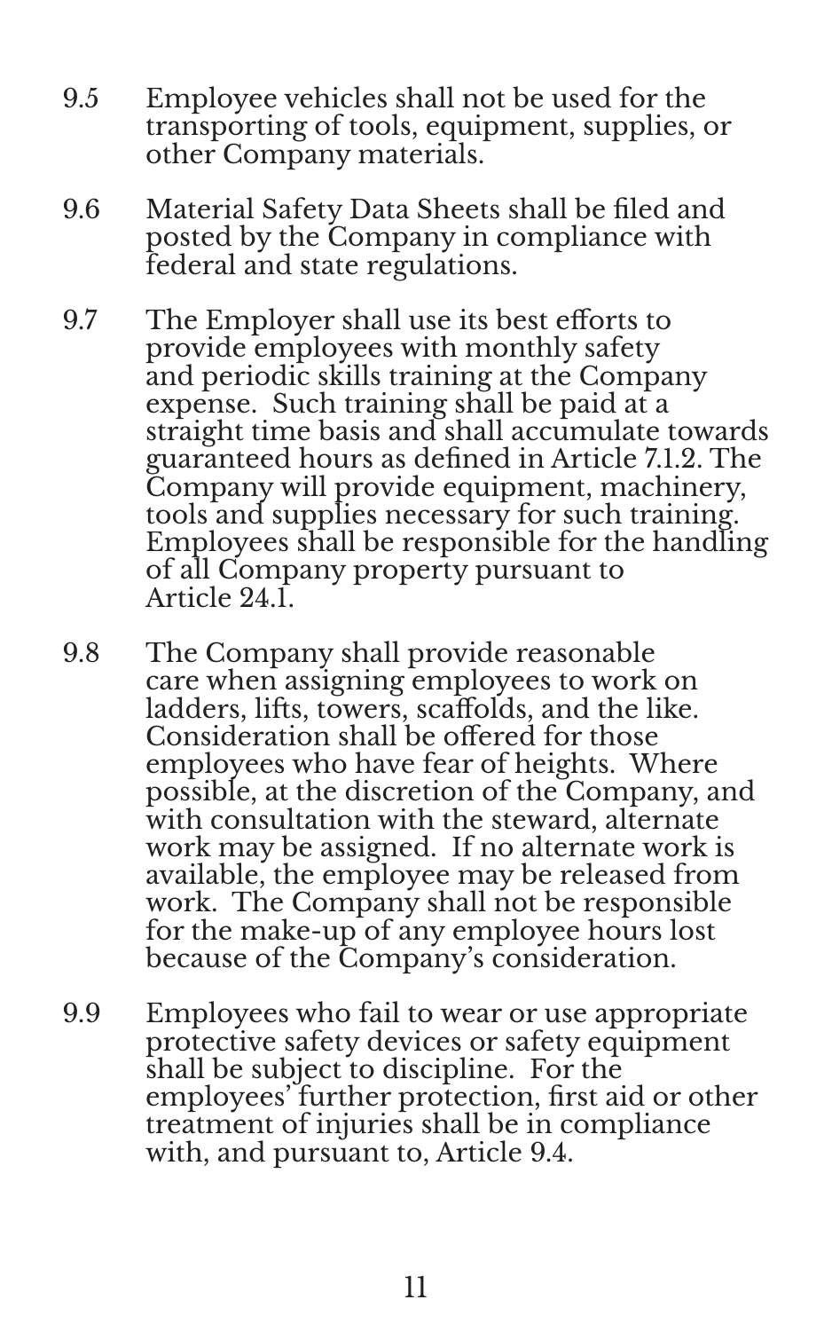9.5 Employee vehicles shall not be used for the transporting of tools, equipment, supplies, or other Company materials.

9.6 Material Safety Data Sheets shall be filed and posted by the Company in compliance with federal and state regulations.

9.7 The Employer shall use its best efforts to provide employees with monthly safety and periodic skills training at the Company expense. Such training shall be paid at a straight time basis and shall accumulate towards guaranteed hours as defined in Article 7.1.2. The Company will provide equipment, machinery, tools and supplies necessary for such training. Employees shall be responsible for the handling of all Company property pursuant to Article 24.1.

9.8 The Company shall provide reasonable care when assigning employees to work on ladders, lifts, towers, scaffolds, and the like. Consideration shall be offered for those employees who have fear of heights. Where possible, at the discretion of the Company, and with consultation with the steward, alternate work may be assigned. If no alternate work is available, the employee may be released from work. The Company shall not be responsible for the make-up of any employee hours lost because of the Company's consideration.

9.9 Employees who fail to wear or use appropriate protective safety devices or safety equipment shall be subject to discipline. For the employees' further protection, first aid or other treatment of injuries shall be in compliance with, and pursuant to, Article 9.4.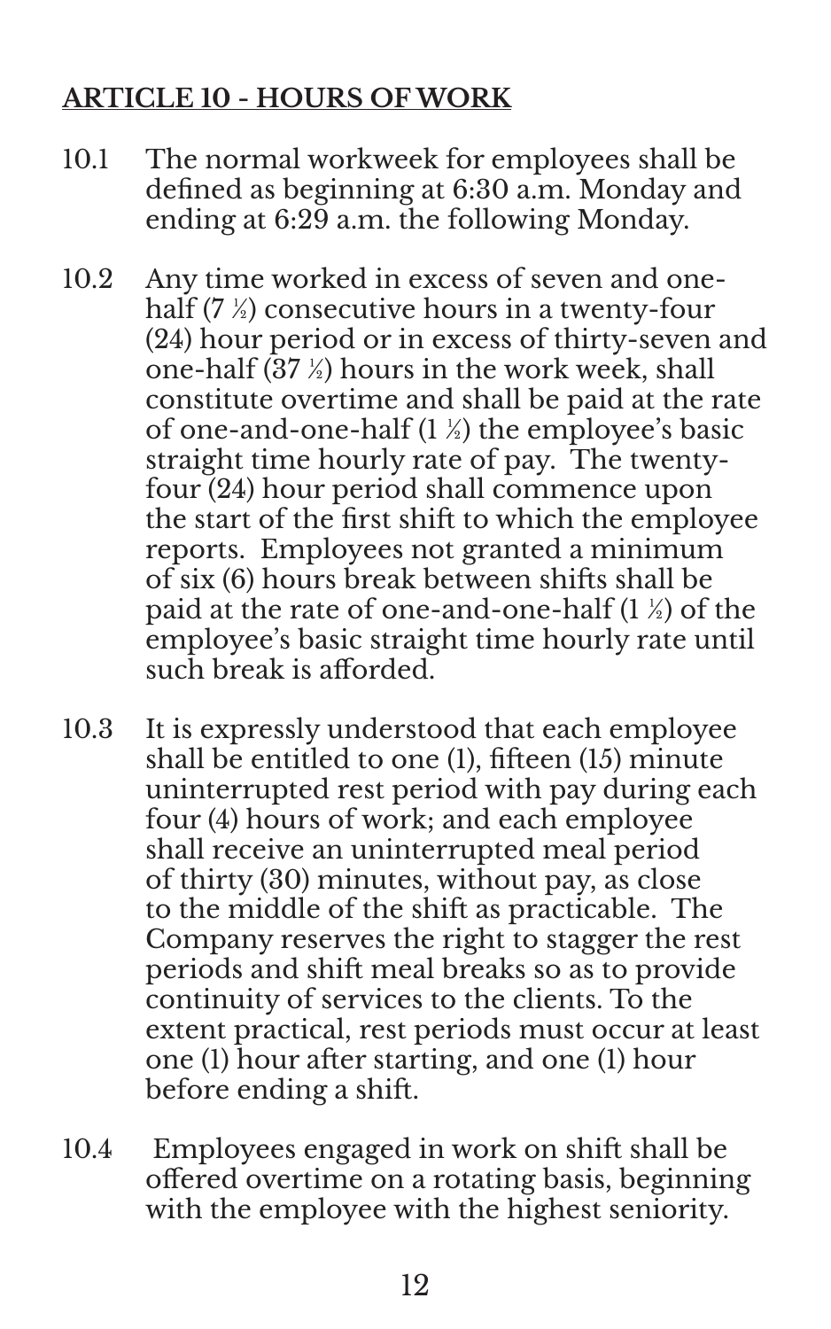## ARTICLE 10 - HOURS OF WORK

10.1 The normal workweek for employees shall be defined as beginning at 6:30 a.m. Monday and ending at 6:29 a.m. the following Monday.

10.2 Any time worked in excess of seven and one-half (7 ½) consecutive hours in a twenty-four (24) hour period or in excess of thirty-seven and one-half (37 ½) hours in the work week, shall constitute overtime and shall be paid at the rate of one-and-one-half (1 ½) the employee's basic straight time hourly rate of pay. The twenty-four (24) hour period shall commence upon the start of the first shift to which the employee reports. Employees not granted a minimum of six (6) hours break between shifts shall be paid at the rate of one-and-one-half (1 ½) of the employee's basic straight time hourly rate until such break is afforded.

10.3 It is expressly understood that each employee shall be entitled to one (1), fifteen (15) minute uninterrupted rest period with pay during each four (4) hours of work; and each employee shall receive an uninterrupted meal period of thirty (30) minutes, without pay, as close to the middle of the shift as practicable. The Company reserves the right to stagger the rest periods and shift meal breaks so as to provide continuity of services to the clients. To the extent practical, rest periods must occur at least one (1) hour after starting, and one (1) hour before ending a shift.

10.4 Employees engaged in work on shift shall be offered overtime on a rotating basis, beginning with the employee with the highest seniority.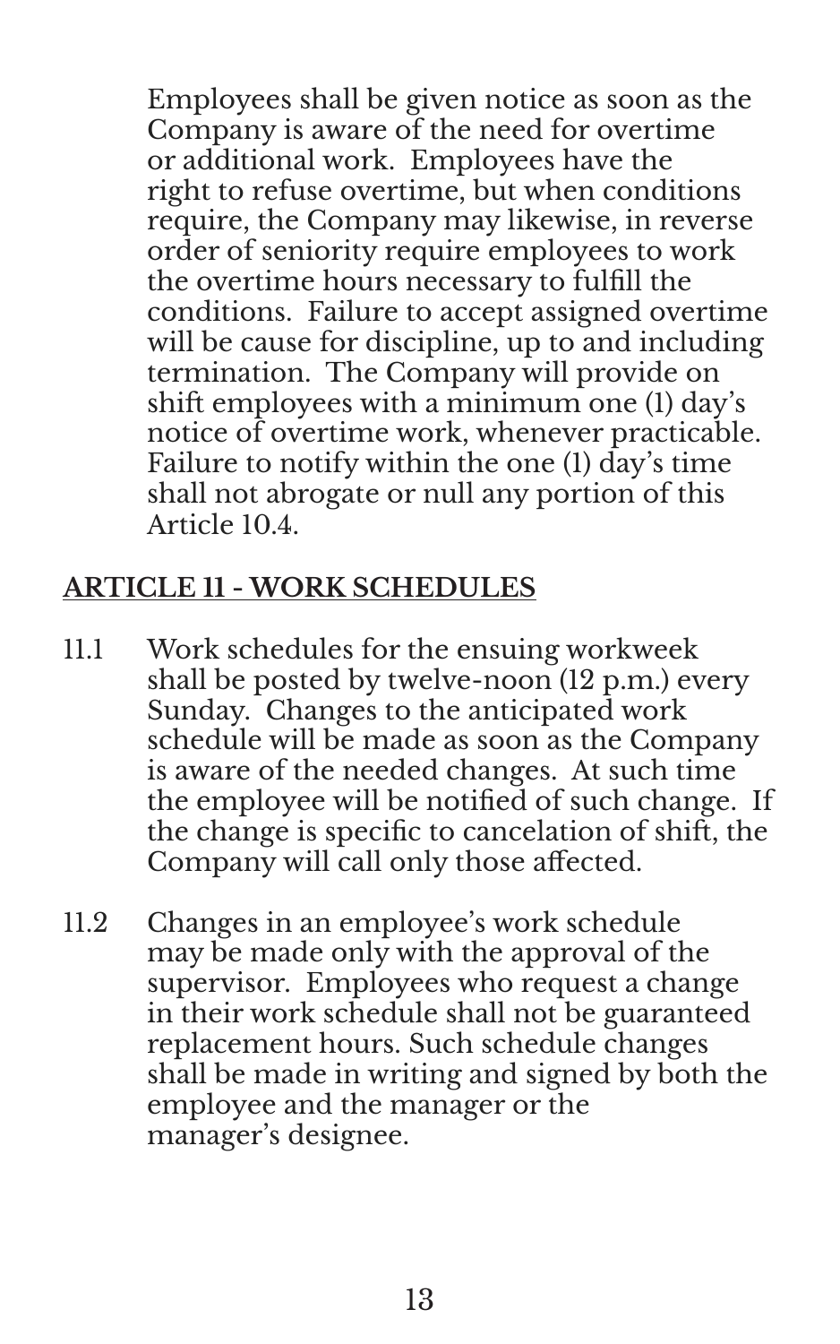Employees shall be given notice as soon as the Company is aware of the need for overtime or additional work. Employees have the right to refuse overtime, but when conditions require, the Company may likewise, in reverse order of seniority require employees to work the overtime hours necessary to fulfill the conditions. Failure to accept assigned overtime will be cause for discipline, up to and including termination. The Company will provide on shift employees with a minimum one (1) day's notice of overtime work, whenever practicable. Failure to notify within the one (1) day's time shall not abrogate or null any portion of this Article 10.4.

## ARTICLE 11 - WORK SCHEDULES

11.1 Work schedules for the ensuing workweek shall be posted by twelve-noon (12 p.m.) every Sunday. Changes to the anticipated work schedule will be made as soon as the Company is aware of the needed changes. At such time the employee will be notified of such change. If the change is specific to cancelation of shift, the Company will call only those affected.

11.2 Changes in an employee's work schedule may be made only with the approval of the supervisor. Employees who request a change in their work schedule shall not be guaranteed replacement hours. Such schedule changes shall be made in writing and signed by both the employee and the manager or the manager's designee.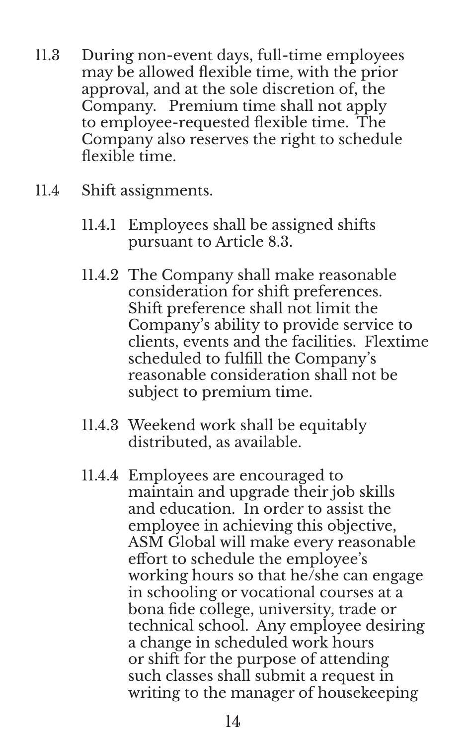11.3 During non-event days, full-time employees may be allowed flexible time, with the prior approval, and at the sole discretion of, the Company. Premium time shall not apply to employee-requested flexible time. The Company also reserves the right to schedule flexible time.

11.4 Shift assignments.

11.4.1 Employees shall be assigned shifts pursuant to Article 8.3.

11.4.2 The Company shall make reasonable consideration for shift preferences. Shift preference shall not limit the Company's ability to provide service to clients, events and the facilities. Flextime scheduled to fulfill the Company's reasonable consideration shall not be subject to premium time.

11.4.3 Weekend work shall be equitably distributed, as available.

11.4.4 Employees are encouraged to maintain and upgrade their job skills and education. In order to assist the employee in achieving this objective, ASM Global will make every reasonable effort to schedule the employee's working hours so that he/she can engage in schooling or vocational courses at a bona fide college, university, trade or technical school. Any employee desiring a change in scheduled work hours or shift for the purpose of attending such classes shall submit a request in writing to the manager of housekeeping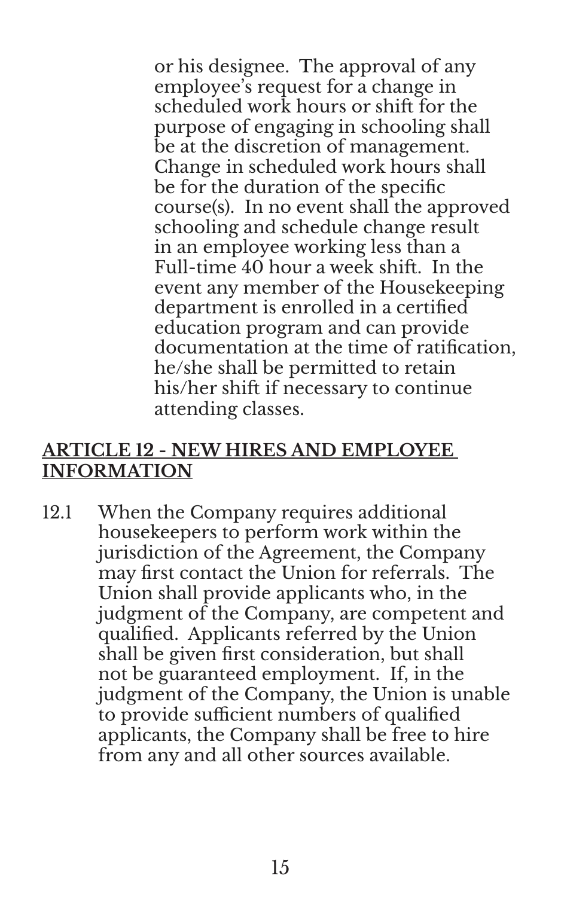or his designee. The approval of any employee's request for a change in scheduled work hours or shift for the purpose of engaging in schooling shall be at the discretion of management. Change in scheduled work hours shall be for the duration of the specific course(s). In no event shall the approved schooling and schedule change result in an employee working less than a Full-time 40 hour a week shift. In the event any member of the Housekeeping department is enrolled in a certified education program and can provide documentation at the time of ratification, he/she shall be permitted to retain his/her shift if necessary to continue attending classes.

## ARTICLE 12 - NEW HIRES AND EMPLOYEE INFORMATION

12.1 When the Company requires additional housekeepers to perform work within the jurisdiction of the Agreement, the Company may first contact the Union for referrals. The Union shall provide applicants who, in the judgment of the Company, are competent and qualified. Applicants referred by the Union shall be given first consideration, but shall not be guaranteed employment. If, in the judgment of the Company, the Union is unable to provide sufficient numbers of qualified applicants, the Company shall be free to hire from any and all other sources available.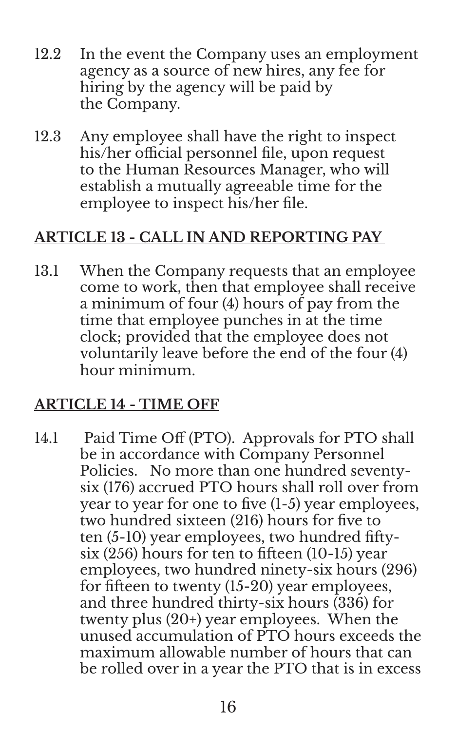12.2 In the event the Company uses an employment agency as a source of new hires, any fee for hiring by the agency will be paid by the Company.

12.3 Any employee shall have the right to inspect his/her official personnel file, upon request to the Human Resources Manager, who will establish a mutually agreeable time for the employee to inspect his/her file.

## ARTICLE 13 - CALL IN AND REPORTING PAY

13.1 When the Company requests that an employee come to work, then that employee shall receive a minimum of four (4) hours of pay from the time that employee punches in at the time clock; provided that the employee does not voluntarily leave before the end of the four (4) hour minimum.

## ARTICLE 14 - TIME OFF

14.1 Paid Time Off (PTO). Approvals for PTO shall be in accordance with Company Personnel Policies. No more than one hundred seventy-six (176) accrued PTO hours shall roll over from year to year for one to five (1-5) year employees, two hundred sixteen (216) hours for five to ten (5-10) year employees, two hundred fifty-six (256) hours for ten to fifteen (10-15) year employees, two hundred ninety-six hours (296) for fifteen to twenty (15-20) year employees, and three hundred thirty-six hours (336) for twenty plus (20+) year employees. When the unused accumulation of PTO hours exceeds the maximum allowable number of hours that can be rolled over in a year the PTO that is in excess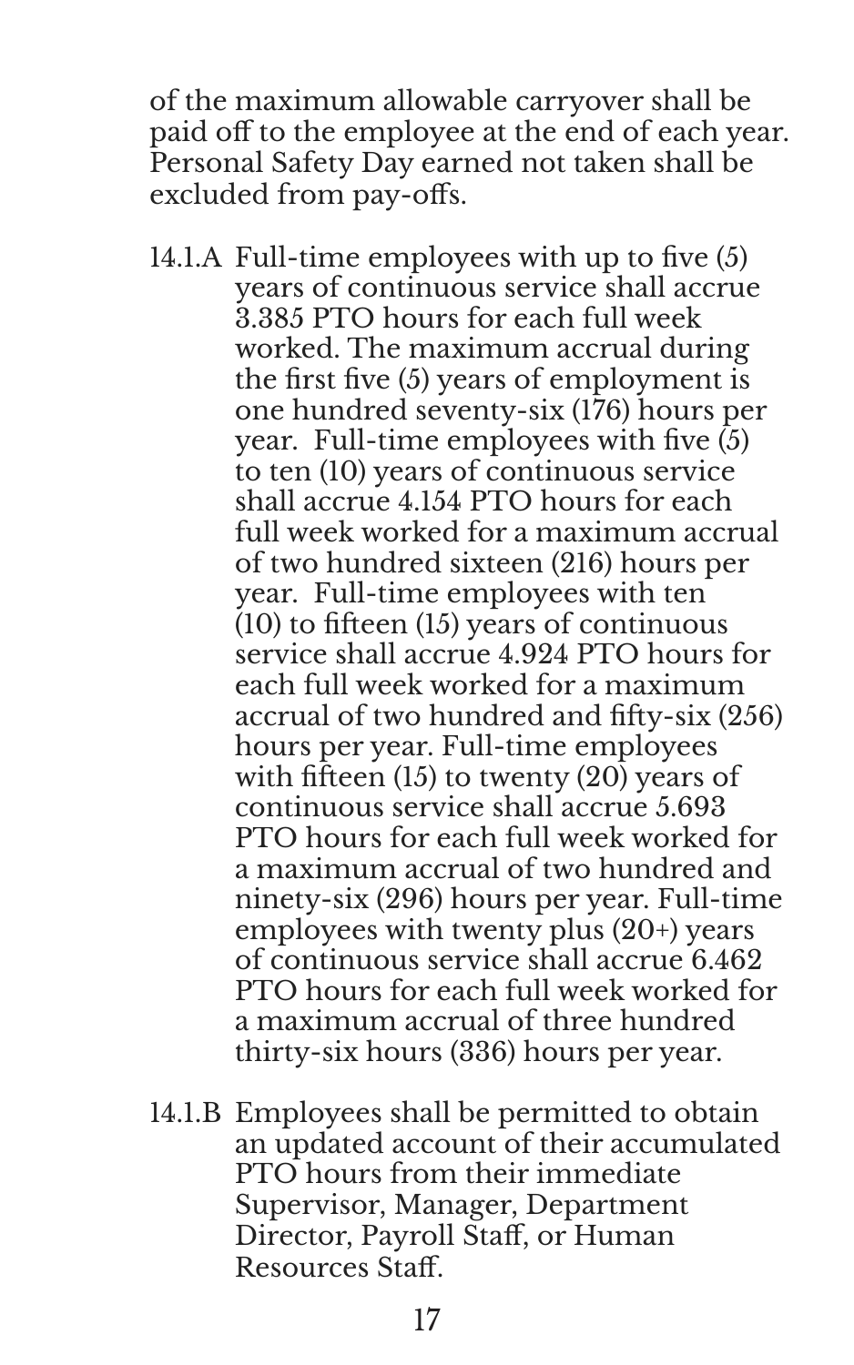of the maximum allowable carryover shall be paid off to the employee at the end of each year. Personal Safety Day earned not taken shall be excluded from pay-offs.

14.1.A Full-time employees with up to five (5) years of continuous service shall accrue 3.385 PTO hours for each full week worked. The maximum accrual during the first five (5) years of employment is one hundred seventy-six (176) hours per year. Full-time employees with five (5) to ten (10) years of continuous service shall accrue 4.154 PTO hours for each full week worked for a maximum accrual of two hundred sixteen (216) hours per year. Full-time employees with ten (10) to fifteen (15) years of continuous service shall accrue 4.924 PTO hours for each full week worked for a maximum accrual of two hundred and fifty-six (256) hours per year. Full-time employees with fifteen (15) to twenty (20) years of continuous service shall accrue 5.693 PTO hours for each full week worked for a maximum accrual of two hundred and ninety-six (296) hours per year. Full-time employees with twenty plus (20+) years of continuous service shall accrue 6.462 PTO hours for each full week worked for a maximum accrual of three hundred thirty-six hours (336) hours per year.

14.1.B Employees shall be permitted to obtain an updated account of their accumulated PTO hours from their immediate Supervisor, Manager, Department Director, Payroll Staff, or Human Resources Staff.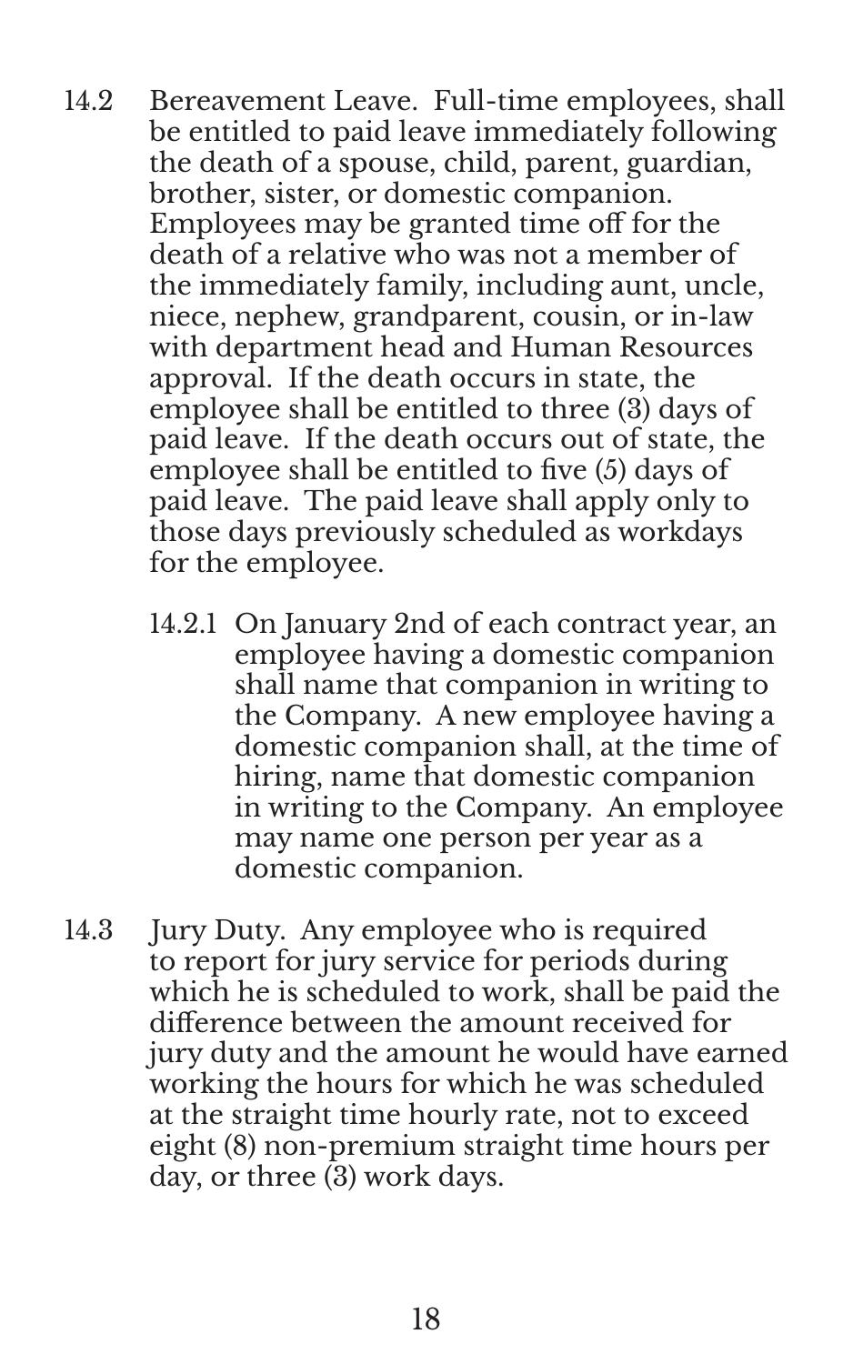14.2 Bereavement Leave. Full-time employees, shall be entitled to paid leave immediately following the death of a spouse, child, parent, guardian, brother, sister, or domestic companion. Employees may be granted time off for the death of a relative who was not a member of the immediately family, including aunt, uncle, niece, nephew, grandparent, cousin, or in-law with department head and Human Resources approval. If the death occurs in state, the employee shall be entitled to three (3) days of paid leave. If the death occurs out of state, the employee shall be entitled to five (5) days of paid leave. The paid leave shall apply only to those days previously scheduled as workdays for the employee.

14.2.1 On January 2nd of each contract year, an employee having a domestic companion shall name that companion in writing to the Company. A new employee having a domestic companion shall, at the time of hiring, name that domestic companion in writing to the Company. An employee may name one person per year as a domestic companion.

14.3 Jury Duty. Any employee who is required to report for jury service for periods during which he is scheduled to work, shall be paid the difference between the amount received for jury duty and the amount he would have earned working the hours for which he was scheduled at the straight time hourly rate, not to exceed eight (8) non-premium straight time hours per day, or three (3) work days.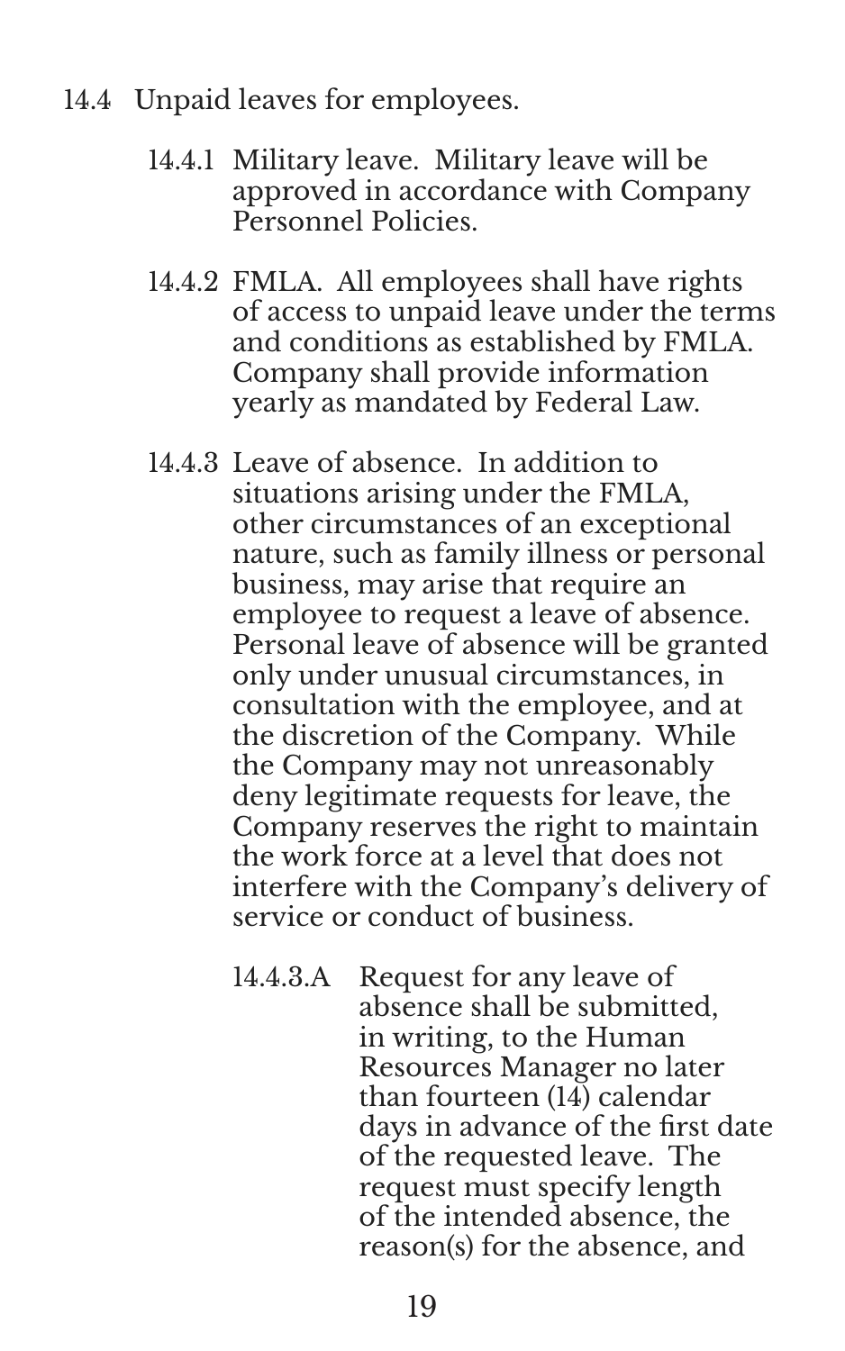14.4 Unpaid leaves for employees.

14.4.1 Military leave. Military leave will be approved in accordance with Company Personnel Policies.

14.4.2 FMLA. All employees shall have rights of access to unpaid leave under the terms and conditions as established by FMLA. Company shall provide information yearly as mandated by Federal Law.

14.4.3 Leave of absence. In addition to situations arising under the FMLA, other circumstances of an exceptional nature, such as family illness or personal business, may arise that require an employee to request a leave of absence. Personal leave of absence will be granted only under unusual circumstances, in consultation with the employee, and at the discretion of the Company. While the Company may not unreasonably deny legitimate requests for leave, the Company reserves the right to maintain the work force at a level that does not interfere with the Company's delivery of service or conduct of business.

14.4.3.A Request for any leave of absence shall be submitted, in writing, to the Human Resources Manager no later than fourteen (14) calendar days in advance of the first date of the requested leave. The request must specify length of the intended absence, the reason(s) for the absence, and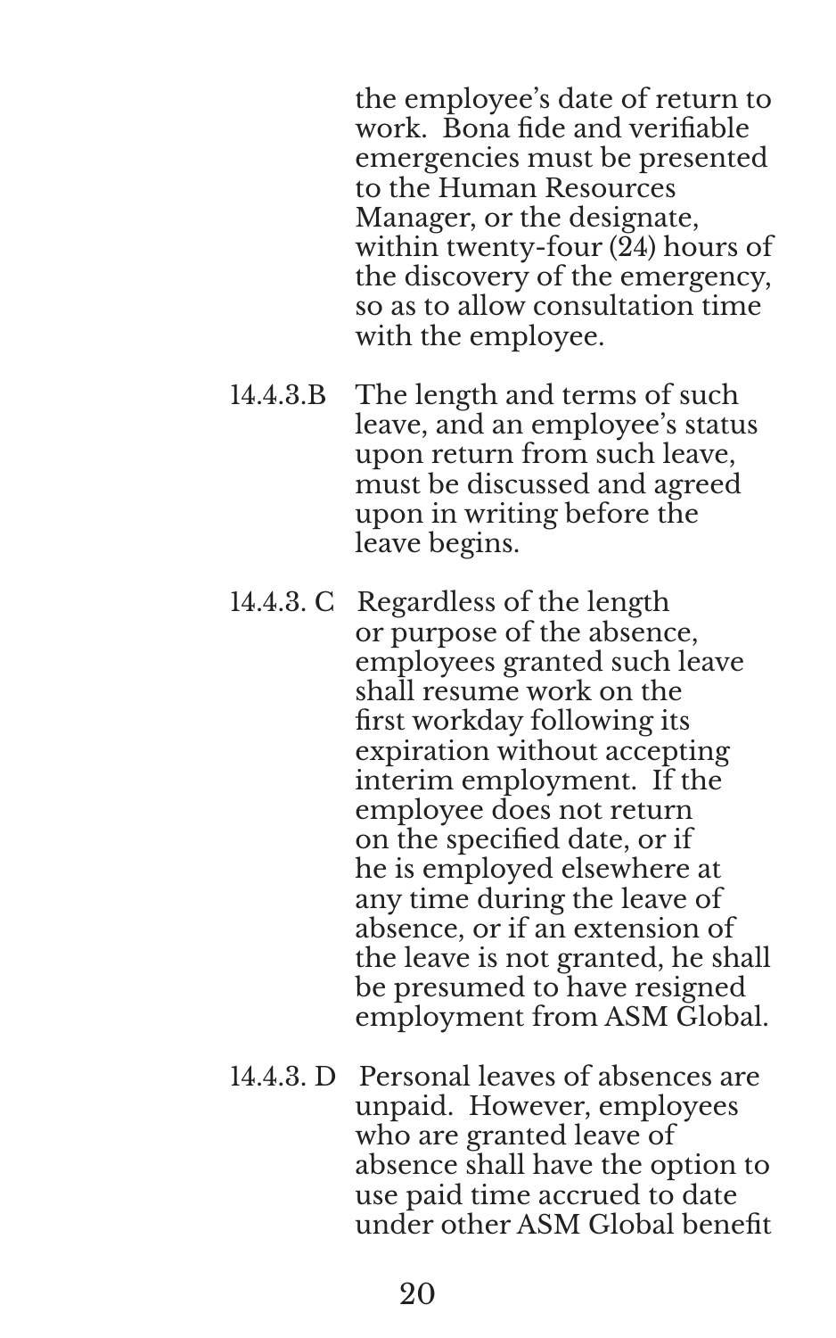the employee's date of return to work. Bona fide and verifiable emergencies must be presented to the Human Resources Manager, or the designate, within twenty-four (24) hours of the discovery of the emergency, so as to allow consultation time with the employee.

14.4.3.B The length and terms of such leave, and an employee's status upon return from such leave, must be discussed and agreed upon in writing before the leave begins.

14.4.3. C Regardless of the length or purpose of the absence, employees granted such leave shall resume work on the first workday following its expiration without accepting interim employment. If the employee does not return on the specified date, or if he is employed elsewhere at any time during the leave of absence, or if an extension of the leave is not granted, he shall be presumed to have resigned employment from ASM Global.

14.4.3. D Personal leaves of absences are unpaid. However, employees who are granted leave of absence shall have the option to use paid time accrued to date under other ASM Global benefit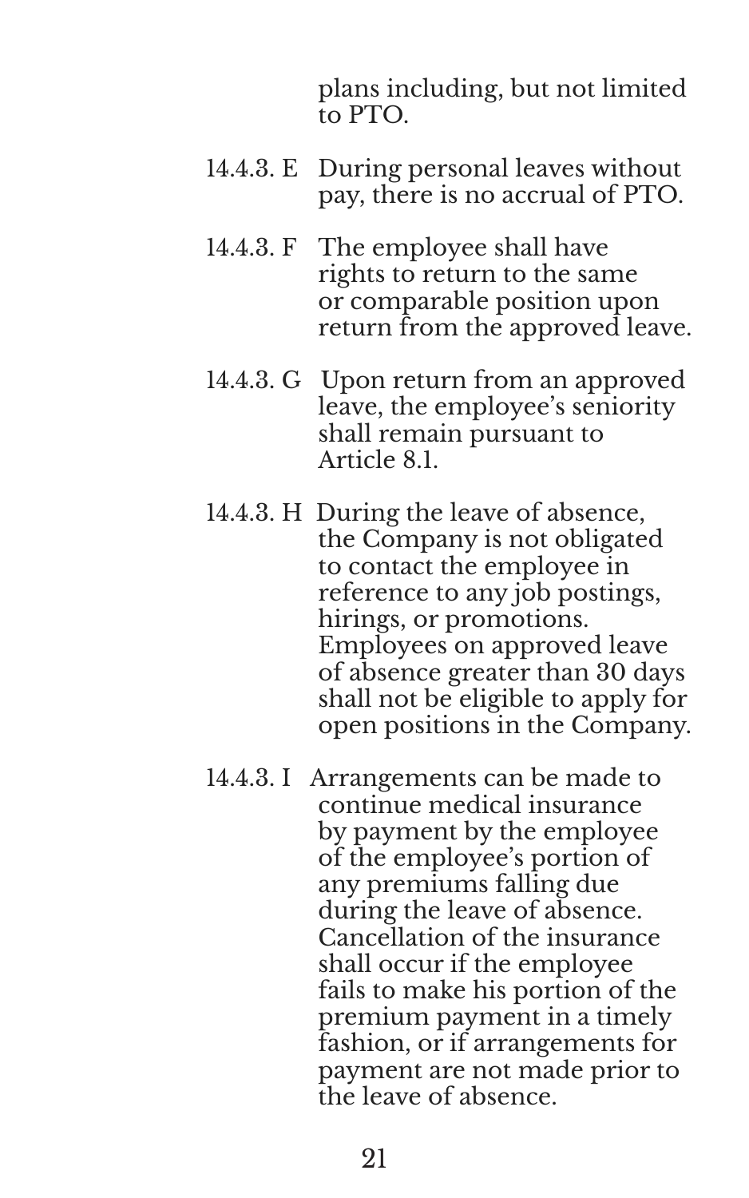plans including, but not limited to PTO.

14.4.3. E During personal leaves without pay, there is no accrual of PTO.

14.4.3. F The employee shall have rights to return to the same or comparable position upon return from the approved leave.

14.4.3. G Upon return from an approved leave, the employee's seniority shall remain pursuant to Article 8.1.

14.4.3. H During the leave of absence, the Company is not obligated to contact the employee in reference to any job postings, hirings, or promotions. Employees on approved leave of absence greater than 30 days shall not be eligible to apply for open positions in the Company.

14.4.3. I Arrangements can be made to continue medical insurance by payment by the employee of the employee's portion of any premiums falling due during the leave of absence. Cancellation of the insurance shall occur if the employee fails to make his portion of the premium payment in a timely fashion, or if arrangements for payment are not made prior to the leave of absence.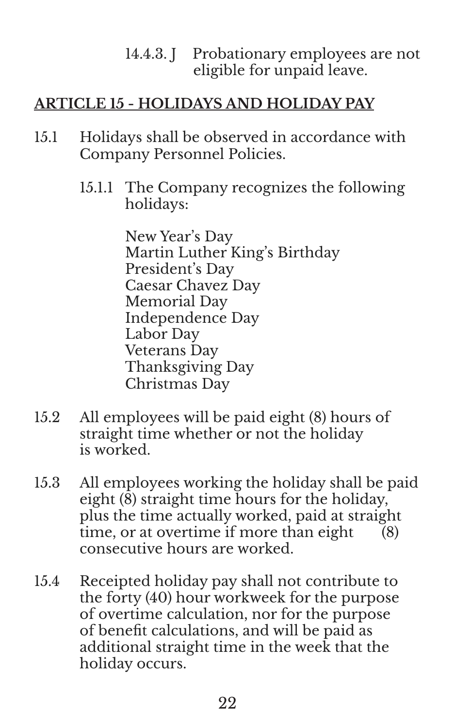14.4.3. J Probationary employees are not eligible for unpaid leave.

## ARTICLE 15 - HOLIDAYS AND HOLIDAY PAY

15.1 Holidays shall be observed in accordance with Company Personnel Policies.

15.1.1 The Company recognizes the following holidays:

New Year's Day
Martin Luther King's Birthday
President's Day
Caesar Chavez Day
Memorial Day
Independence Day
Labor Day
Veterans Day
Thanksgiving Day
Christmas Day

15.2 All employees will be paid eight (8) hours of straight time whether or not the holiday is worked.

15.3 All employees working the holiday shall be paid eight (8) straight time hours for the holiday, plus the time actually worked, paid at straight time, or at overtime if more than eight (8) consecutive hours are worked.

15.4 Receipted holiday pay shall not contribute to the forty (40) hour workweek for the purpose of overtime calculation, nor for the purpose of benefit calculations, and will be paid as additional straight time in the week that the holiday occurs.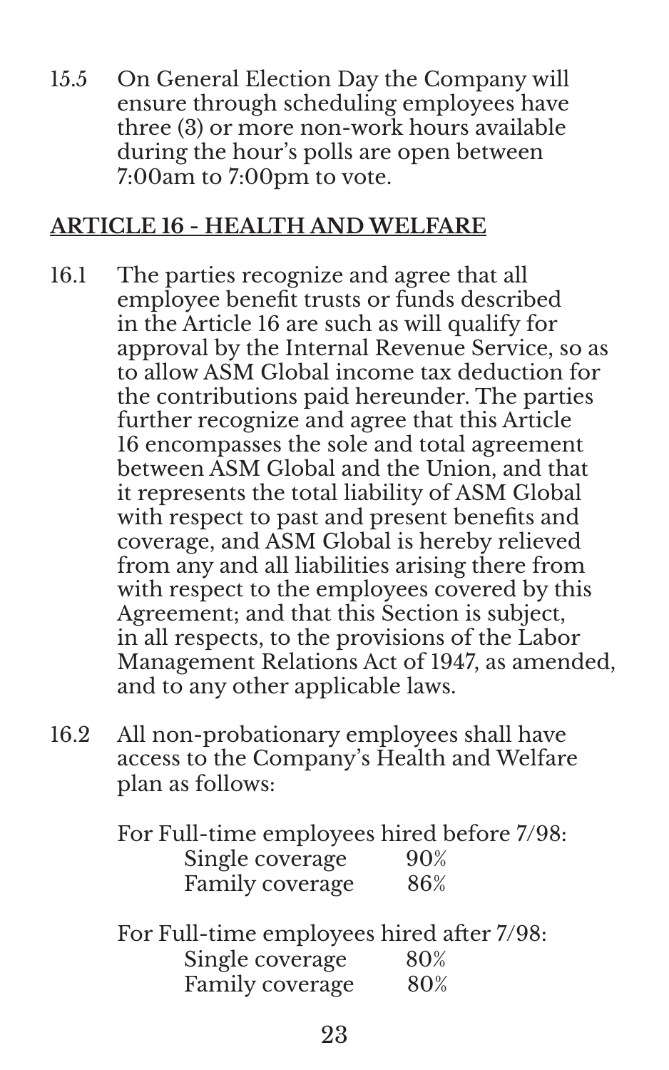15.5 On General Election Day the Company will ensure through scheduling employees have three (3) or more non-work hours available during the hour's polls are open between 7:00am to 7:00pm to vote.

## ARTICLE 16 - HEALTH AND WELFARE

16.1 The parties recognize and agree that all employee benefit trusts or funds described in the Article 16 are such as will qualify for approval by the Internal Revenue Service, so as to allow ASM Global income tax deduction for the contributions paid hereunder. The parties further recognize and agree that this Article 16 encompasses the sole and total agreement between ASM Global and the Union, and that it represents the total liability of ASM Global with respect to past and present benefits and coverage, and ASM Global is hereby relieved from any and all liabilities arising there from with respect to the employees covered by this Agreement; and that this Section is subject, in all respects, to the provisions of the Labor Management Relations Act of 1947, as amended, and to any other applicable laws.

16.2 All non-probationary employees shall have access to the Company's Health and Welfare plan as follows:

For Full-time employees hired before 7/98:

| | |
|---|---|
| Single coverage | 90% |
| Family coverage | 86% |

For Full-time employees hired after 7/98:

| | |
|---|---|
| Single coverage | 80% |
| Family coverage | 80% |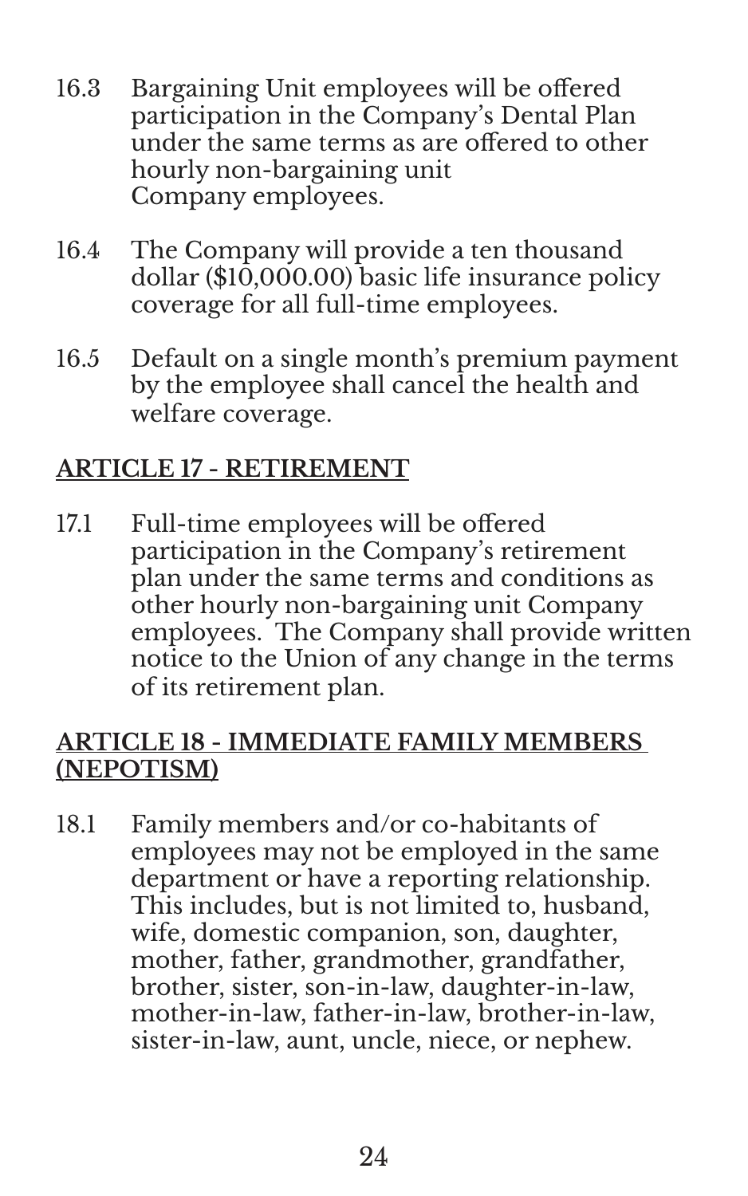16.3 Bargaining Unit employees will be offered participation in the Company's Dental Plan under the same terms as are offered to other hourly non-bargaining unit Company employees.

16.4 The Company will provide a ten thousand dollar ($10,000.00) basic life insurance policy coverage for all full-time employees.

16.5 Default on a single month's premium payment by the employee shall cancel the health and welfare coverage.

## ARTICLE 17 - RETIREMENT

17.1 Full-time employees will be offered participation in the Company's retirement plan under the same terms and conditions as other hourly non-bargaining unit Company employees. The Company shall provide written notice to the Union of any change in the terms of its retirement plan.

## ARTICLE 18 - IMMEDIATE FAMILY MEMBERS (NEPOTISM)

18.1 Family members and/or co-habitants of employees may not be employed in the same department or have a reporting relationship. This includes, but is not limited to, husband, wife, domestic companion, son, daughter, mother, father, grandmother, grandfather, brother, sister, son-in-law, daughter-in-law, mother-in-law, father-in-law, brother-in-law, sister-in-law, aunt, uncle, niece, or nephew.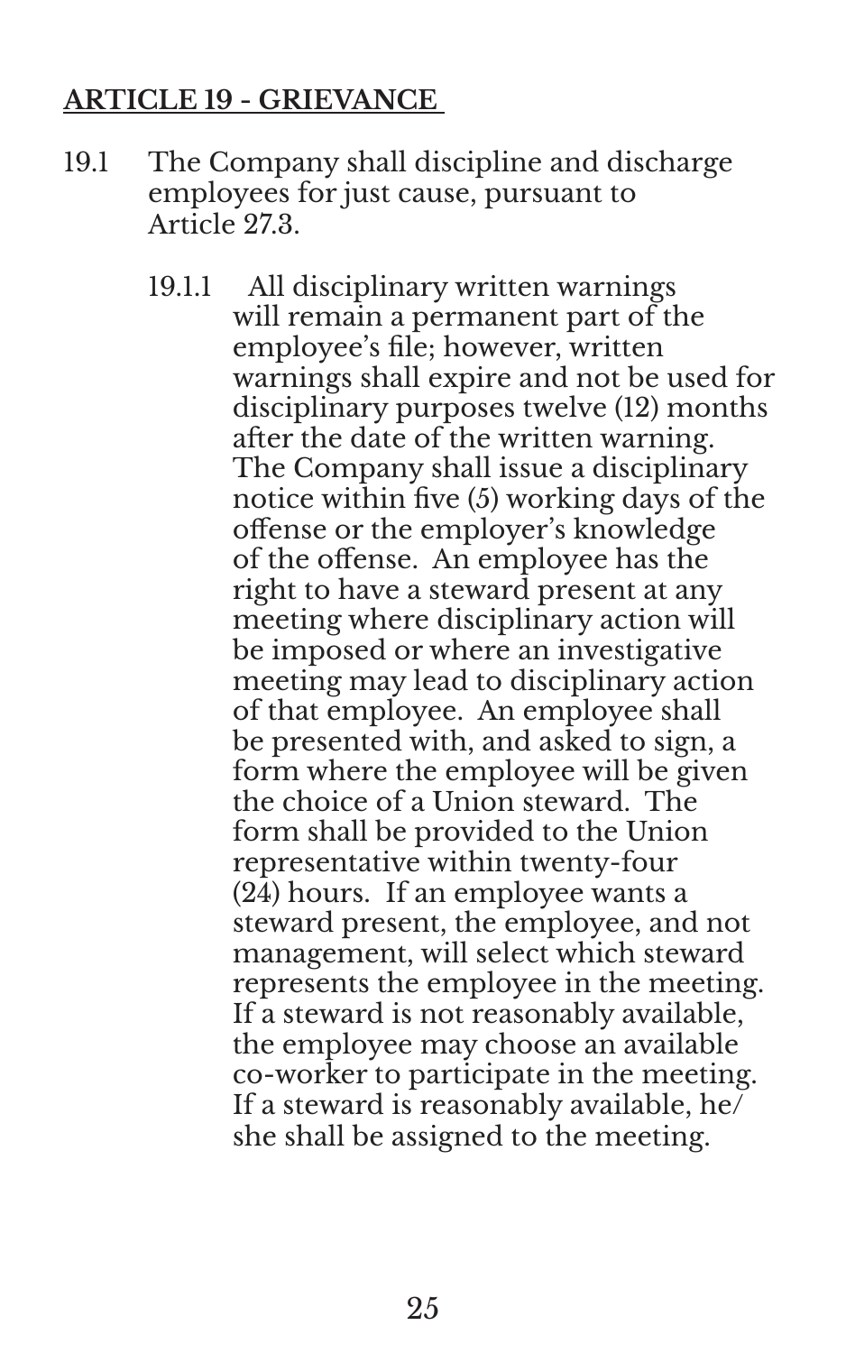## ARTICLE 19 - GRIEVANCE

19.1 The Company shall discipline and discharge employees for just cause, pursuant to Article 27.3.

19.1.1 All disciplinary written warnings will remain a permanent part of the employee's file; however, written warnings shall expire and not be used for disciplinary purposes twelve (12) months after the date of the written warning. The Company shall issue a disciplinary notice within five (5) working days of the offense or the employer's knowledge of the offense. An employee has the right to have a steward present at any meeting where disciplinary action will be imposed or where an investigative meeting may lead to disciplinary action of that employee. An employee shall be presented with, and asked to sign, a form where the employee will be given the choice of a Union steward. The form shall be provided to the Union representative within twenty-four (24) hours. If an employee wants a steward present, the employee, and not management, will select which steward represents the employee in the meeting. If a steward is not reasonably available, the employee may choose an available co-worker to participate in the meeting. If a steward is reasonably available, he/she shall be assigned to the meeting.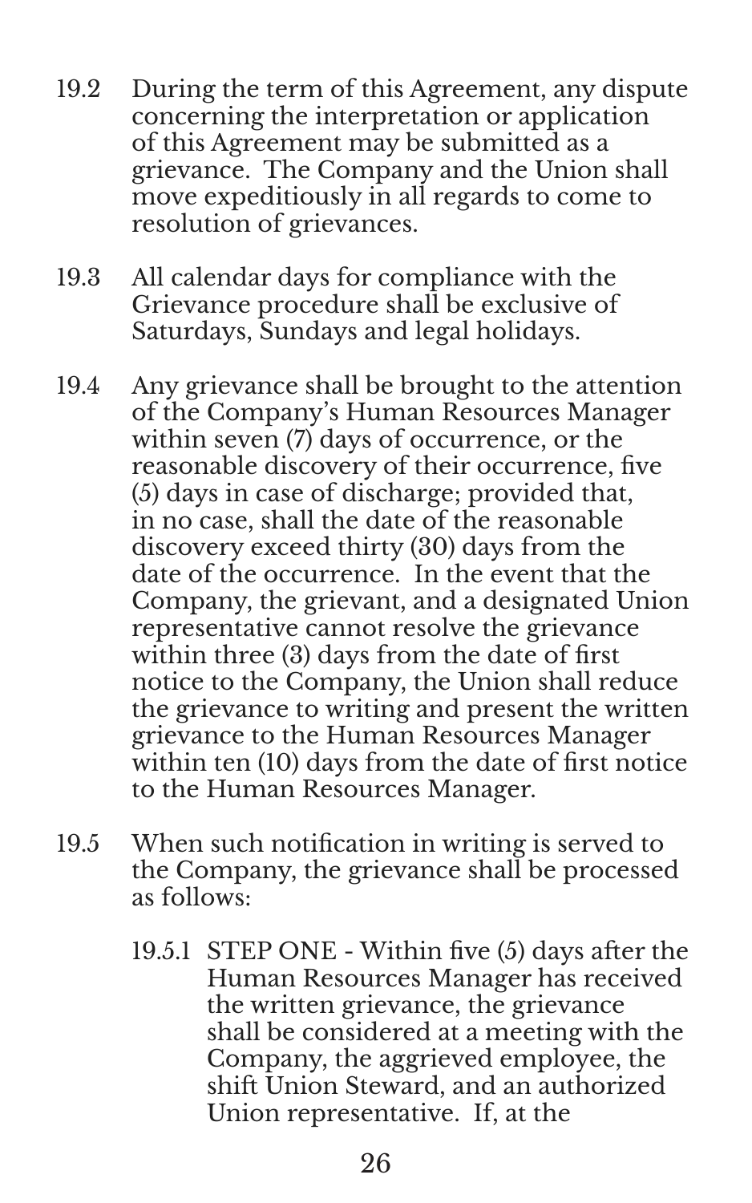19.2 During the term of this Agreement, any dispute concerning the interpretation or application of this Agreement may be submitted as a grievance. The Company and the Union shall move expeditiously in all regards to come to resolution of grievances.

19.3 All calendar days for compliance with the Grievance procedure shall be exclusive of Saturdays, Sundays and legal holidays.

19.4 Any grievance shall be brought to the attention of the Company's Human Resources Manager within seven (7) days of occurrence, or the reasonable discovery of their occurrence, five (5) days in case of discharge; provided that, in no case, shall the date of the reasonable discovery exceed thirty (30) days from the date of the occurrence. In the event that the Company, the grievant, and a designated Union representative cannot resolve the grievance within three (3) days from the date of first notice to the Company, the Union shall reduce the grievance to writing and present the written grievance to the Human Resources Manager within ten (10) days from the date of first notice to the Human Resources Manager.

19.5 When such notification in writing is served to the Company, the grievance shall be processed as follows:

19.5.1 STEP ONE - Within five (5) days after the Human Resources Manager has received the written grievance, the grievance shall be considered at a meeting with the Company, the aggrieved employee, the shift Union Steward, and an authorized Union representative. If, at the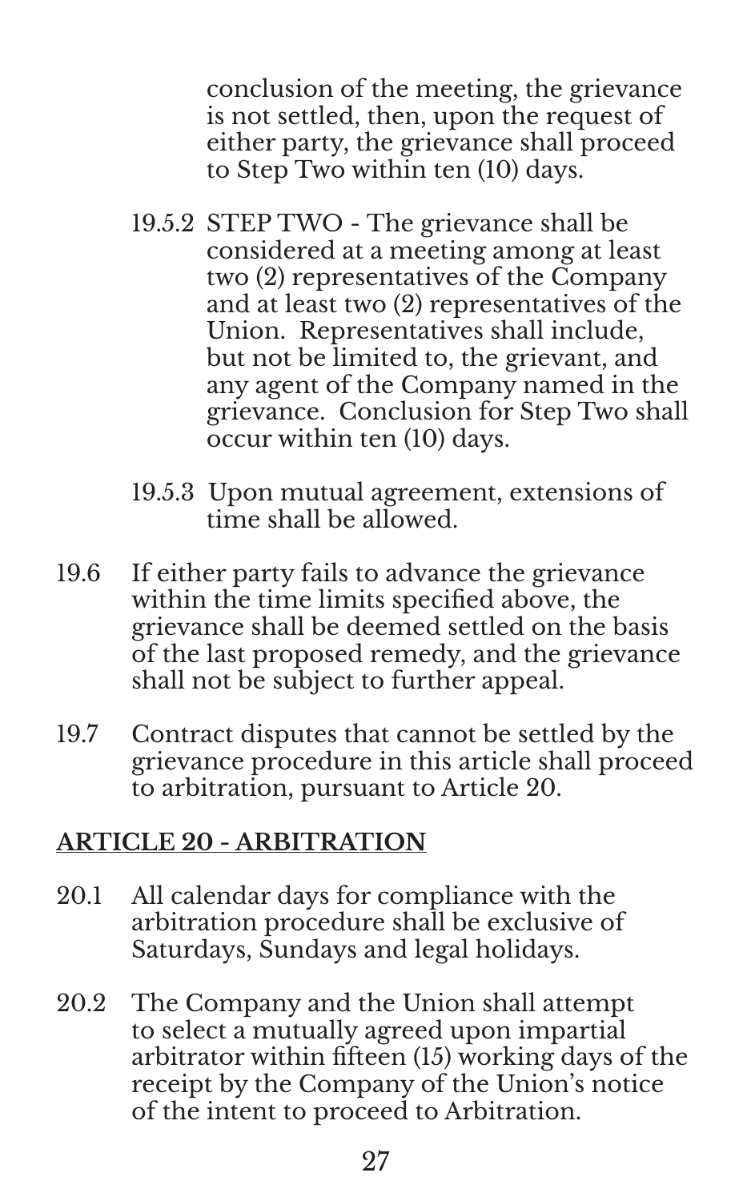conclusion of the meeting, the grievance is not settled, then, upon the request of either party, the grievance shall proceed to Step Two within ten (10) days.

19.5.2 STEP TWO - The grievance shall be considered at a meeting among at least two (2) representatives of the Company and at least two (2) representatives of the Union. Representatives shall include, but not be limited to, the grievant, and any agent of the Company named in the grievance. Conclusion for Step Two shall occur within ten (10) days.

19.5.3 Upon mutual agreement, extensions of time shall be allowed.

19.6 If either party fails to advance the grievance within the time limits specified above, the grievance shall be deemed settled on the basis of the last proposed remedy, and the grievance shall not be subject to further appeal.

19.7 Contract disputes that cannot be settled by the grievance procedure in this article shall proceed to arbitration, pursuant to Article 20.

## ARTICLE 20 - ARBITRATION

20.1 All calendar days for compliance with the arbitration procedure shall be exclusive of Saturdays, Sundays and legal holidays.

20.2 The Company and the Union shall attempt to select a mutually agreed upon impartial arbitrator within fifteen (15) working days of the receipt by the Company of the Union's notice of the intent to proceed to Arbitration.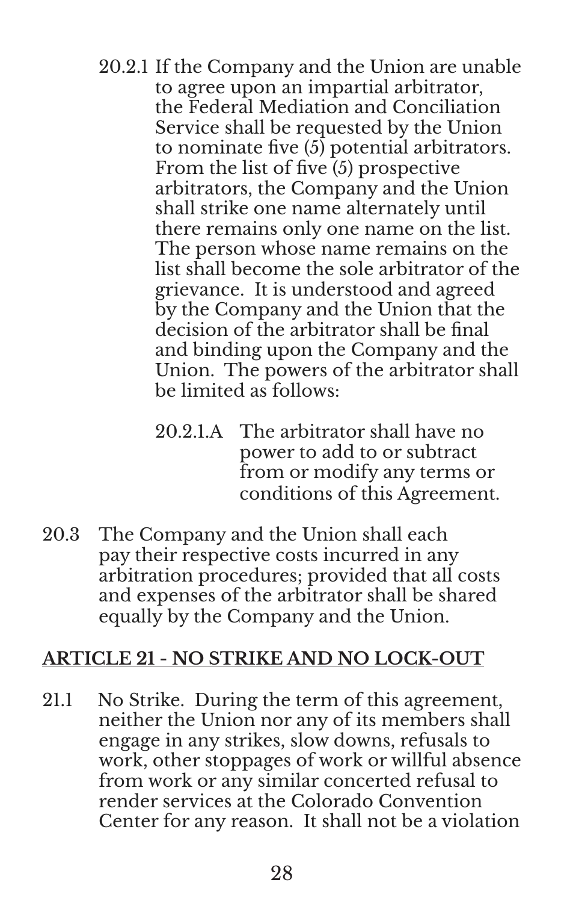20.2.1 If the Company and the Union are unable to agree upon an impartial arbitrator, the Federal Mediation and Conciliation Service shall be requested by the Union to nominate five (5) potential arbitrators. From the list of five (5) prospective arbitrators, the Company and the Union shall strike one name alternately until there remains only one name on the list. The person whose name remains on the list shall become the sole arbitrator of the grievance. It is understood and agreed by the Company and the Union that the decision of the arbitrator shall be final and binding upon the Company and the Union. The powers of the arbitrator shall be limited as follows:

20.2.1.A The arbitrator shall have no power to add to or subtract from or modify any terms or conditions of this Agreement.

20.3 The Company and the Union shall each pay their respective costs incurred in any arbitration procedures; provided that all costs and expenses of the arbitrator shall be shared equally by the Company and the Union.

## ARTICLE 21 - NO STRIKE AND NO LOCK-OUT

21.1 No Strike. During the term of this agreement, neither the Union nor any of its members shall engage in any strikes, slow downs, refusals to work, other stoppages of work or willful absence from work or any similar concerted refusal to render services at the Colorado Convention Center for any reason. It shall not be a violation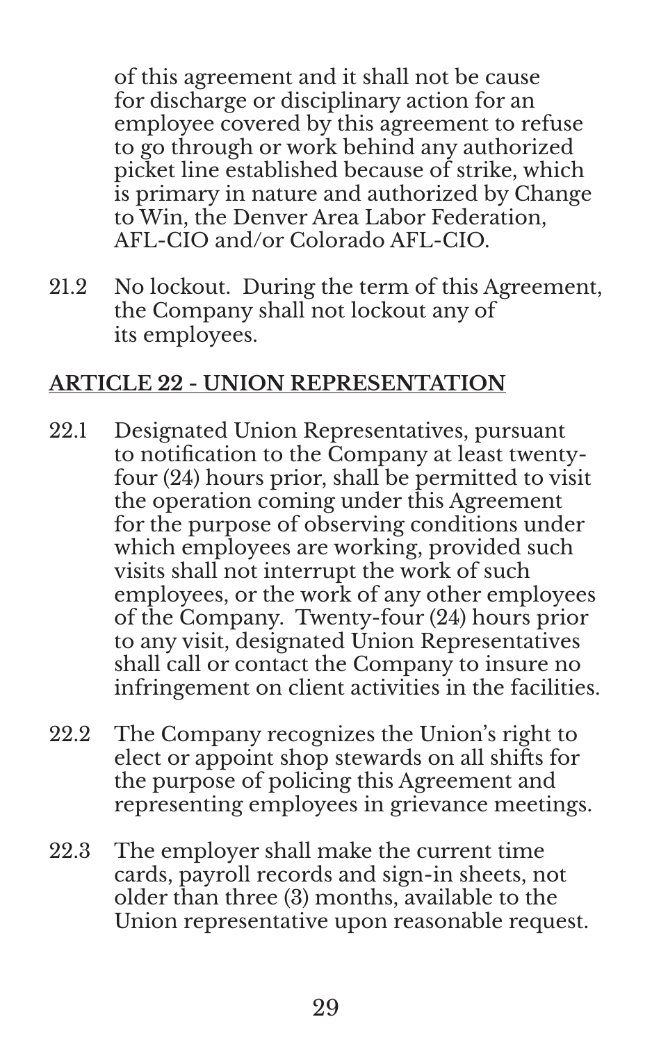of this agreement and it shall not be cause for discharge or disciplinary action for an employee covered by this agreement to refuse to go through or work behind any authorized picket line established because of strike, which is primary in nature and authorized by Change to Win, the Denver Area Labor Federation, AFL-CIO and/or Colorado AFL-CIO.

21.2 No lockout. During the term of this Agreement, the Company shall not lockout any of its employees.

## ARTICLE 22 - UNION REPRESENTATION

22.1 Designated Union Representatives, pursuant to notification to the Company at least twenty-four (24) hours prior, shall be permitted to visit the operation coming under this Agreement for the purpose of observing conditions under which employees are working, provided such visits shall not interrupt the work of such employees, or the work of any other employees of the Company. Twenty-four (24) hours prior to any visit, designated Union Representatives shall call or contact the Company to insure no infringement on client activities in the facilities.

22.2 The Company recognizes the Union's right to elect or appoint shop stewards on all shifts for the purpose of policing this Agreement and representing employees in grievance meetings.

22.3 The employer shall make the current time cards, payroll records and sign-in sheets, not older than three (3) months, available to the Union representative upon reasonable request.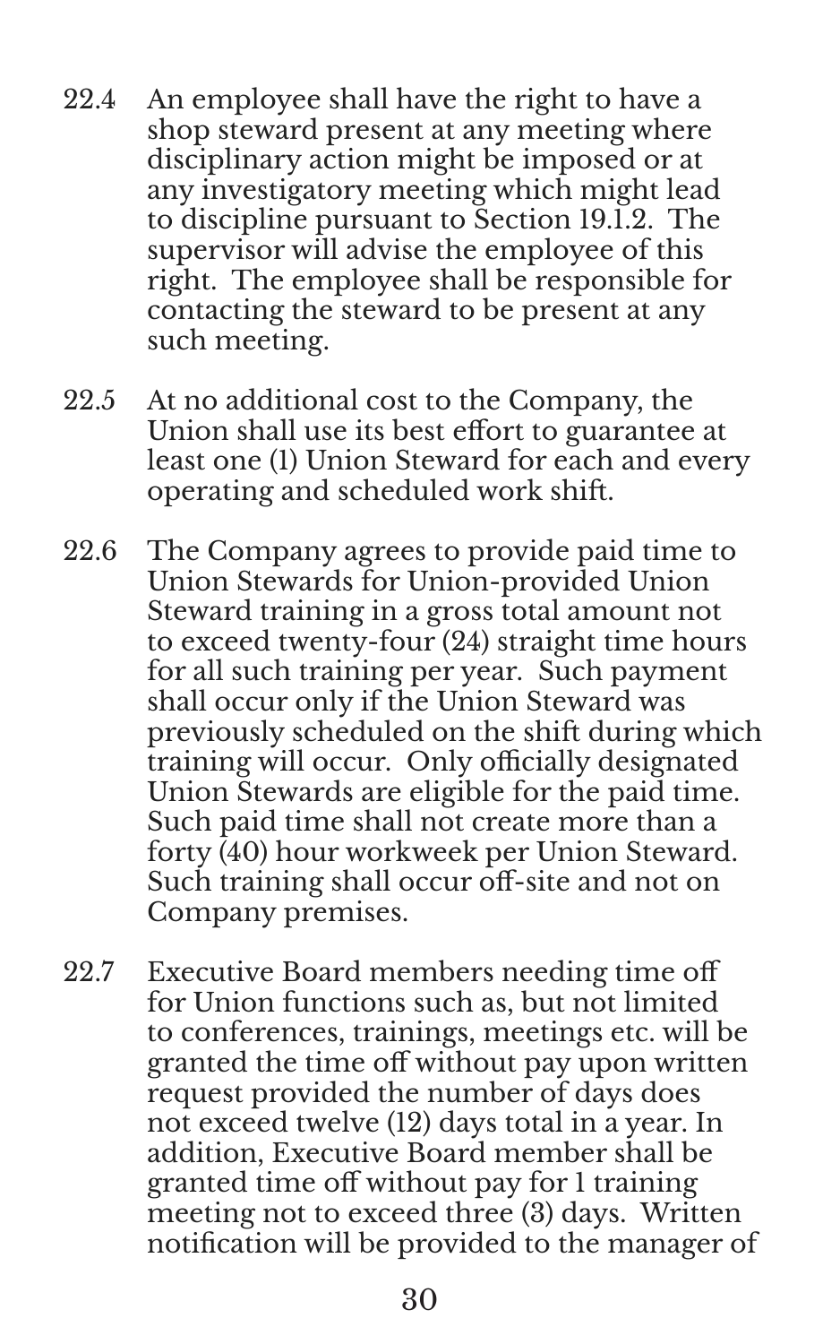22.4 An employee shall have the right to have a shop steward present at any meeting where disciplinary action might be imposed or at any investigatory meeting which might lead to discipline pursuant to Section 19.1.2. The supervisor will advise the employee of this right. The employee shall be responsible for contacting the steward to be present at any such meeting.

22.5 At no additional cost to the Company, the Union shall use its best effort to guarantee at least one (1) Union Steward for each and every operating and scheduled work shift.

22.6 The Company agrees to provide paid time to Union Stewards for Union-provided Union Steward training in a gross total amount not to exceed twenty-four (24) straight time hours for all such training per year. Such payment shall occur only if the Union Steward was previously scheduled on the shift during which training will occur. Only officially designated Union Stewards are eligible for the paid time. Such paid time shall not create more than a forty (40) hour workweek per Union Steward. Such training shall occur off-site and not on Company premises.

22.7 Executive Board members needing time off for Union functions such as, but not limited to conferences, trainings, meetings etc. will be granted the time off without pay upon written request provided the number of days does not exceed twelve (12) days total in a year. In addition, Executive Board member shall be granted time off without pay for 1 training meeting not to exceed three (3) days. Written notification will be provided to the manager of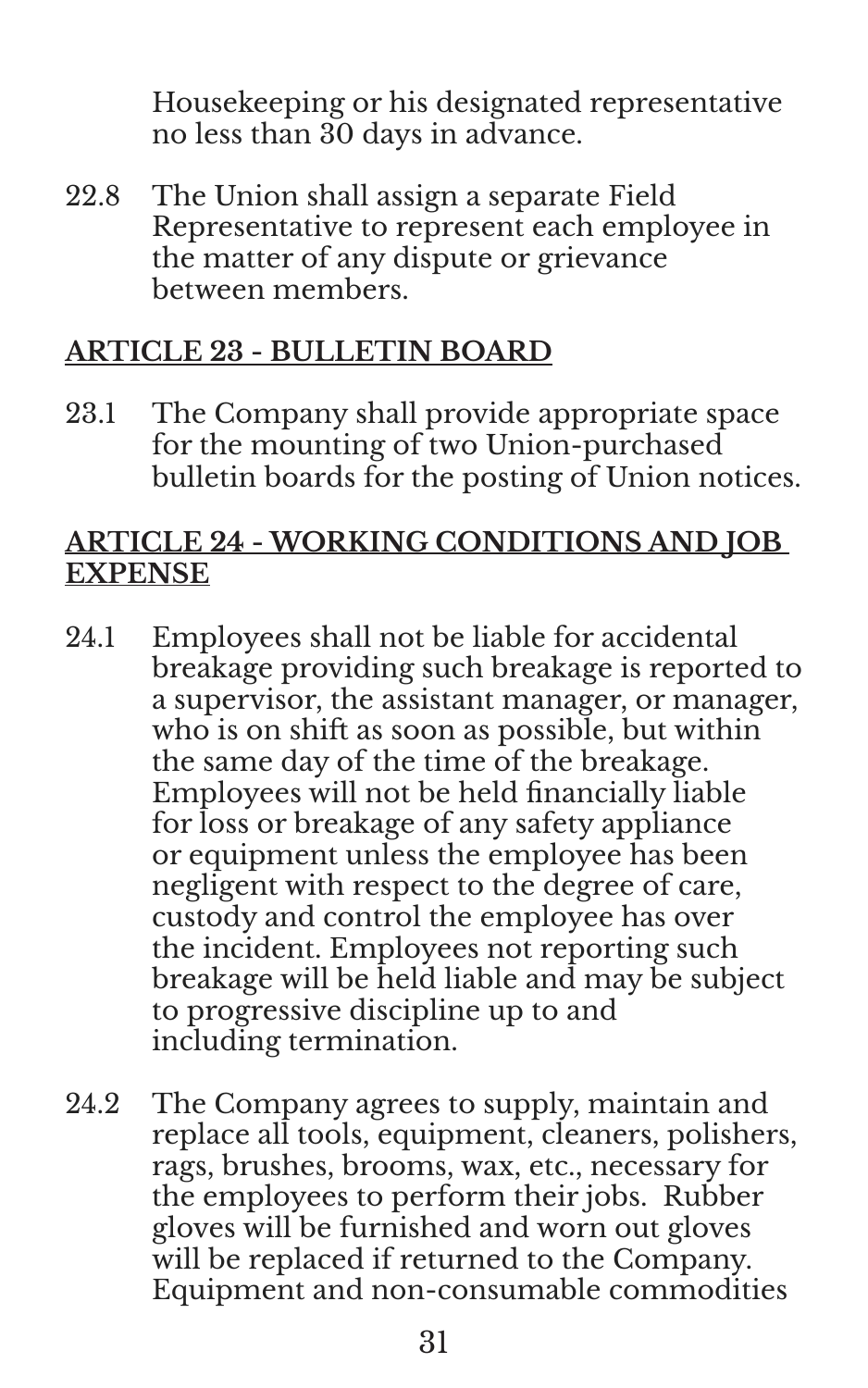Housekeeping or his designated representative no less than 30 days in advance.

22.8 The Union shall assign a separate Field Representative to represent each employee in the matter of any dispute or grievance between members.

## ARTICLE 23 - BULLETIN BOARD

23.1 The Company shall provide appropriate space for the mounting of two Union-purchased bulletin boards for the posting of Union notices.

## ARTICLE 24 - WORKING CONDITIONS AND JOB EXPENSE

24.1 Employees shall not be liable for accidental breakage providing such breakage is reported to a supervisor, the assistant manager, or manager, who is on shift as soon as possible, but within the same day of the time of the breakage. Employees will not be held financially liable for loss or breakage of any safety appliance or equipment unless the employee has been negligent with respect to the degree of care, custody and control the employee has over the incident. Employees not reporting such breakage will be held liable and may be subject to progressive discipline up to and including termination.

24.2 The Company agrees to supply, maintain and replace all tools, equipment, cleaners, polishers, rags, brushes, brooms, wax, etc., necessary for the employees to perform their jobs. Rubber gloves will be furnished and worn out gloves will be replaced if returned to the Company. Equipment and non-consumable commodities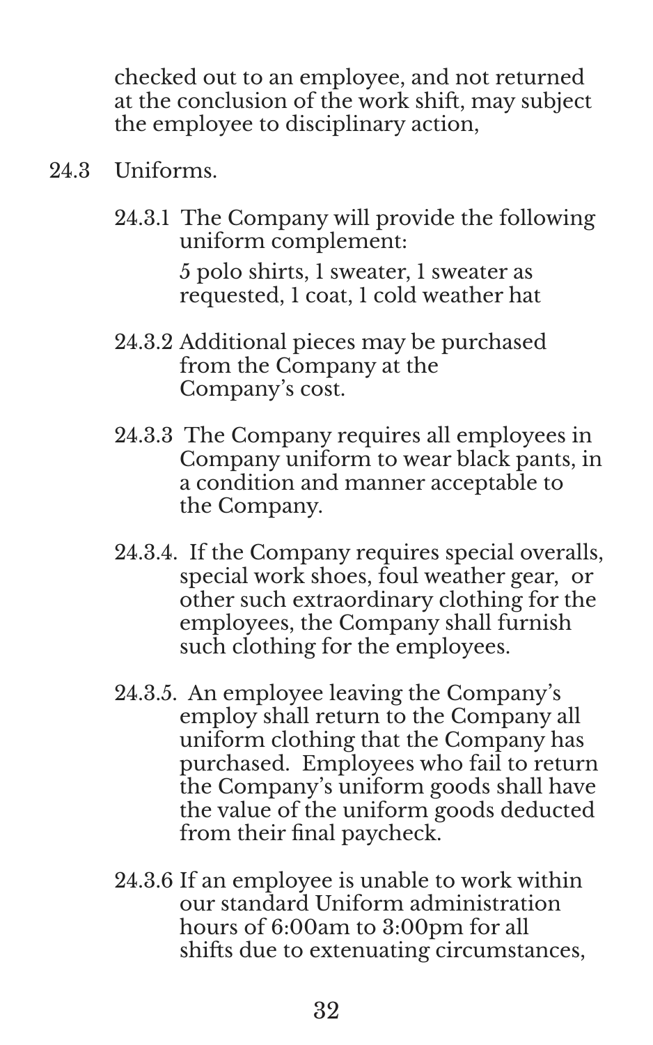checked out to an employee, and not returned at the conclusion of the work shift, may subject the employee to disciplinary action,

24.3 Uniforms.

24.3.1 The Company will provide the following uniform complement:

5 polo shirts, 1 sweater, 1 sweater as requested, 1 coat, 1 cold weather hat

24.3.2 Additional pieces may be purchased from the Company at the Company's cost.

24.3.3 The Company requires all employees in Company uniform to wear black pants, in a condition and manner acceptable to the Company.

24.3.4. If the Company requires special overalls, special work shoes, foul weather gear, or other such extraordinary clothing for the employees, the Company shall furnish such clothing for the employees.

24.3.5. An employee leaving the Company's employ shall return to the Company all uniform clothing that the Company has purchased. Employees who fail to return the Company's uniform goods shall have the value of the uniform goods deducted from their final paycheck.

24.3.6 If an employee is unable to work within our standard Uniform administration hours of 6:00am to 3:00pm for all shifts due to extenuating circumstances,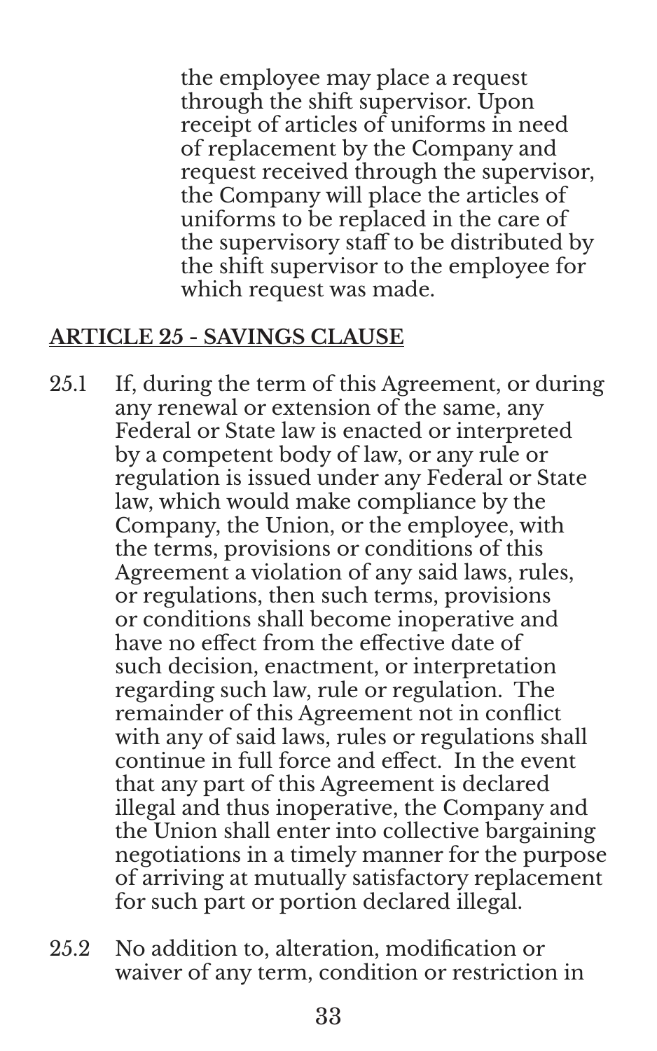the employee may place a request through the shift supervisor. Upon receipt of articles of uniforms in need of replacement by the Company and request received through the supervisor, the Company will place the articles of uniforms to be replaced in the care of the supervisory staff to be distributed by the shift supervisor to the employee for which request was made.

## ARTICLE 25 - SAVINGS CLAUSE

25.1 If, during the term of this Agreement, or during any renewal or extension of the same, any Federal or State law is enacted or interpreted by a competent body of law, or any rule or regulation is issued under any Federal or State law, which would make compliance by the Company, the Union, or the employee, with the terms, provisions or conditions of this Agreement a violation of any said laws, rules, or regulations, then such terms, provisions or conditions shall become inoperative and have no effect from the effective date of such decision, enactment, or interpretation regarding such law, rule or regulation. The remainder of this Agreement not in conflict with any of said laws, rules or regulations shall continue in full force and effect. In the event that any part of this Agreement is declared illegal and thus inoperative, the Company and the Union shall enter into collective bargaining negotiations in a timely manner for the purpose of arriving at mutually satisfactory replacement for such part or portion declared illegal.

25.2 No addition to, alteration, modification or waiver of any term, condition or restriction in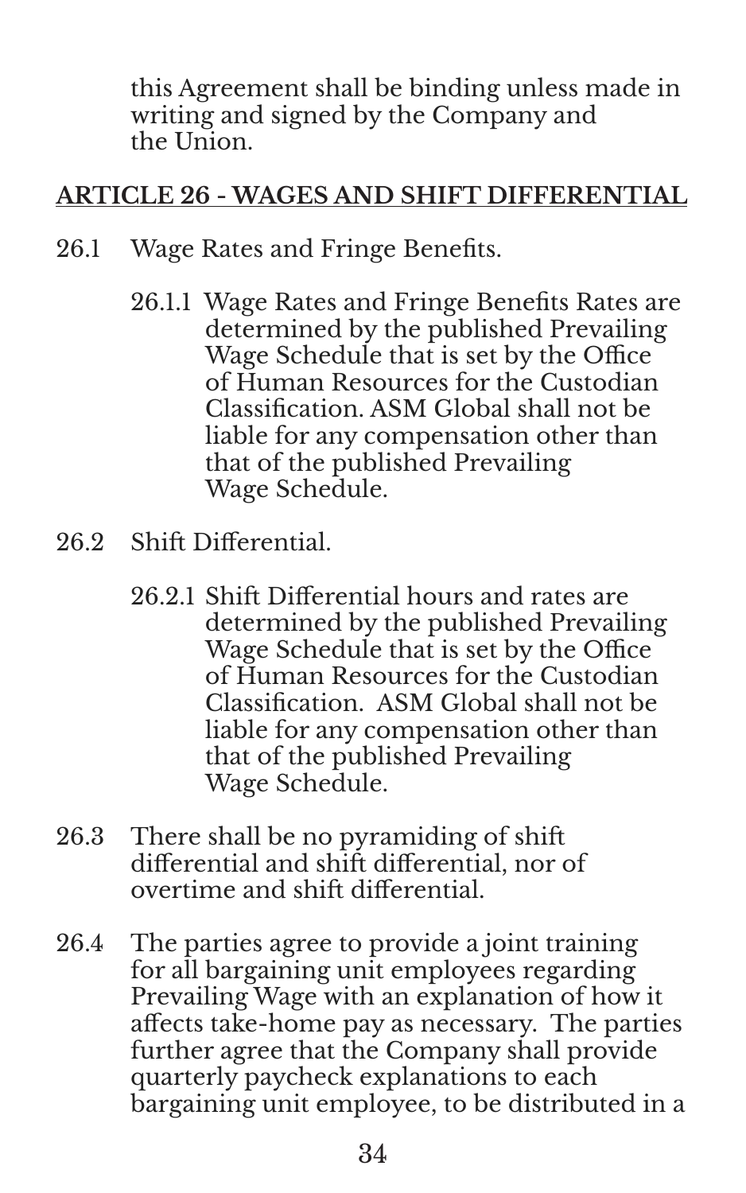this Agreement shall be binding unless made in writing and signed by the Company and the Union.

## ARTICLE 26 - WAGES AND SHIFT DIFFERENTIAL

26.1 Wage Rates and Fringe Benefits.

26.1.1 Wage Rates and Fringe Benefits Rates are determined by the published Prevailing Wage Schedule that is set by the Office of Human Resources for the Custodian Classification. ASM Global shall not be liable for any compensation other than that of the published Prevailing Wage Schedule.

26.2 Shift Differential.

26.2.1 Shift Differential hours and rates are determined by the published Prevailing Wage Schedule that is set by the Office of Human Resources for the Custodian Classification. ASM Global shall not be liable for any compensation other than that of the published Prevailing Wage Schedule.

26.3 There shall be no pyramiding of shift differential and shift differential, nor of overtime and shift differential.

26.4 The parties agree to provide a joint training for all bargaining unit employees regarding Prevailing Wage with an explanation of how it affects take-home pay as necessary. The parties further agree that the Company shall provide quarterly paycheck explanations to each bargaining unit employee, to be distributed in a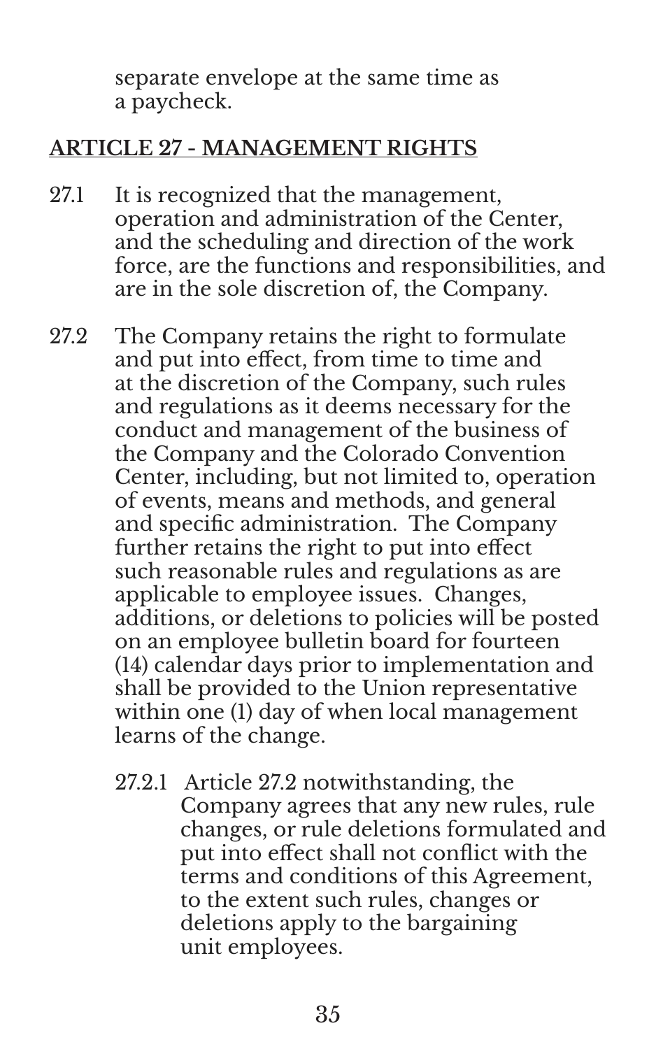separate envelope at the same time as a paycheck.

## ARTICLE 27 - MANAGEMENT RIGHTS

27.1 It is recognized that the management, operation and administration of the Center, and the scheduling and direction of the work force, are the functions and responsibilities, and are in the sole discretion of, the Company.

27.2 The Company retains the right to formulate and put into effect, from time to time and at the discretion of the Company, such rules and regulations as it deems necessary for the conduct and management of the business of the Company and the Colorado Convention Center, including, but not limited to, operation of events, means and methods, and general and specific administration. The Company further retains the right to put into effect such reasonable rules and regulations as are applicable to employee issues. Changes, additions, or deletions to policies will be posted on an employee bulletin board for fourteen (14) calendar days prior to implementation and shall be provided to the Union representative within one (1) day of when local management learns of the change.

27.2.1 Article 27.2 notwithstanding, the Company agrees that any new rules, rule changes, or rule deletions formulated and put into effect shall not conflict with the terms and conditions of this Agreement, to the extent such rules, changes or deletions apply to the bargaining unit employees.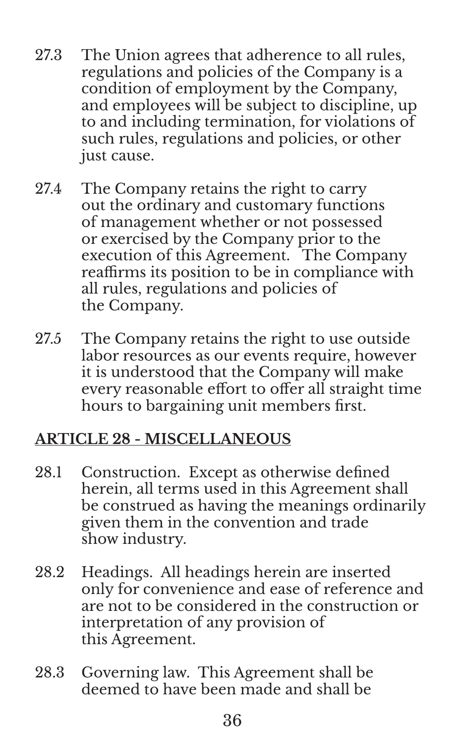27.3 The Union agrees that adherence to all rules, regulations and policies of the Company is a condition of employment by the Company, and employees will be subject to discipline, up to and including termination, for violations of such rules, regulations and policies, or other just cause.

27.4 The Company retains the right to carry out the ordinary and customary functions of management whether or not possessed or exercised by the Company prior to the execution of this Agreement. The Company reaffirms its position to be in compliance with all rules, regulations and policies of the Company.

27.5 The Company retains the right to use outside labor resources as our events require, however it is understood that the Company will make every reasonable effort to offer all straight time hours to bargaining unit members first.

## ARTICLE 28 - MISCELLANEOUS

28.1 Construction. Except as otherwise defined herein, all terms used in this Agreement shall be construed as having the meanings ordinarily given them in the convention and trade show industry.

28.2 Headings. All headings herein are inserted only for convenience and ease of reference and are not to be considered in the construction or interpretation of any provision of this Agreement.

28.3 Governing law. This Agreement shall be deemed to have been made and shall be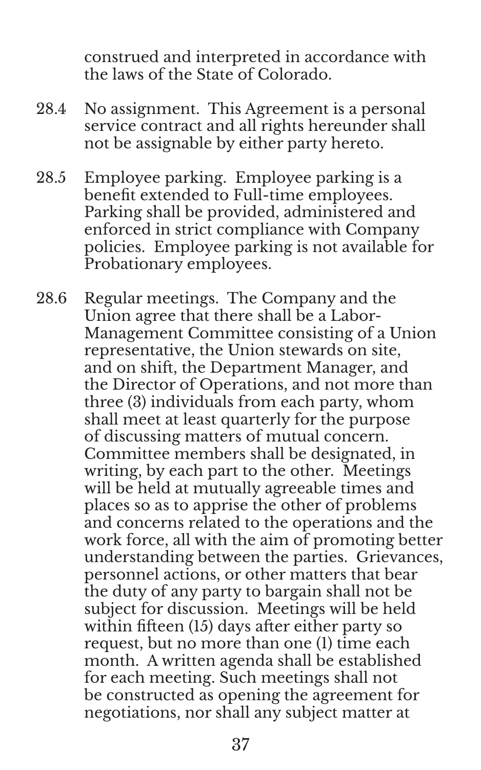construed and interpreted in accordance with the laws of the State of Colorado.

28.4 No assignment. This Agreement is a personal service contract and all rights hereunder shall not be assignable by either party hereto.

28.5 Employee parking. Employee parking is a benefit extended to Full-time employees. Parking shall be provided, administered and enforced in strict compliance with Company policies. Employee parking is not available for Probationary employees.

28.6 Regular meetings. The Company and the Union agree that there shall be a Labor-Management Committee consisting of a Union representative, the Union stewards on site, and on shift, the Department Manager, and the Director of Operations, and not more than three (3) individuals from each party, whom shall meet at least quarterly for the purpose of discussing matters of mutual concern. Committee members shall be designated, in writing, by each part to the other. Meetings will be held at mutually agreeable times and places so as to apprise the other of problems and concerns related to the operations and the work force, all with the aim of promoting better understanding between the parties. Grievances, personnel actions, or other matters that bear the duty of any party to bargain shall not be subject for discussion. Meetings will be held within fifteen (15) days after either party so request, but no more than one (1) time each month. A written agenda shall be established for each meeting. Such meetings shall not be constructed as opening the agreement for negotiations, nor shall any subject matter at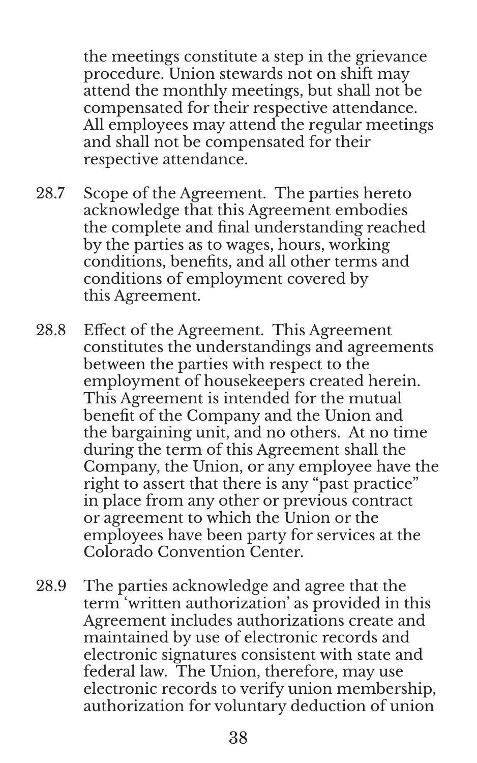the meetings constitute a step in the grievance procedure. Union stewards not on shift may attend the monthly meetings, but shall not be compensated for their respective attendance. All employees may attend the regular meetings and shall not be compensated for their respective attendance.

28.7 Scope of the Agreement. The parties hereto acknowledge that this Agreement embodies the complete and final understanding reached by the parties as to wages, hours, working conditions, benefits, and all other terms and conditions of employment covered by this Agreement.

28.8 Effect of the Agreement. This Agreement constitutes the understandings and agreements between the parties with respect to the employment of housekeepers created herein. This Agreement is intended for the mutual benefit of the Company and the Union and the bargaining unit, and no others. At no time during the term of this Agreement shall the Company, the Union, or any employee have the right to assert that there is any "past practice" in place from any other or previous contract or agreement to which the Union or the employees have been party for services at the Colorado Convention Center.

28.9 The parties acknowledge and agree that the term 'written authorization' as provided in this Agreement includes authorizations create and maintained by use of electronic records and electronic signatures consistent with state and federal law. The Union, therefore, may use electronic records to verify union membership, authorization for voluntary deduction of union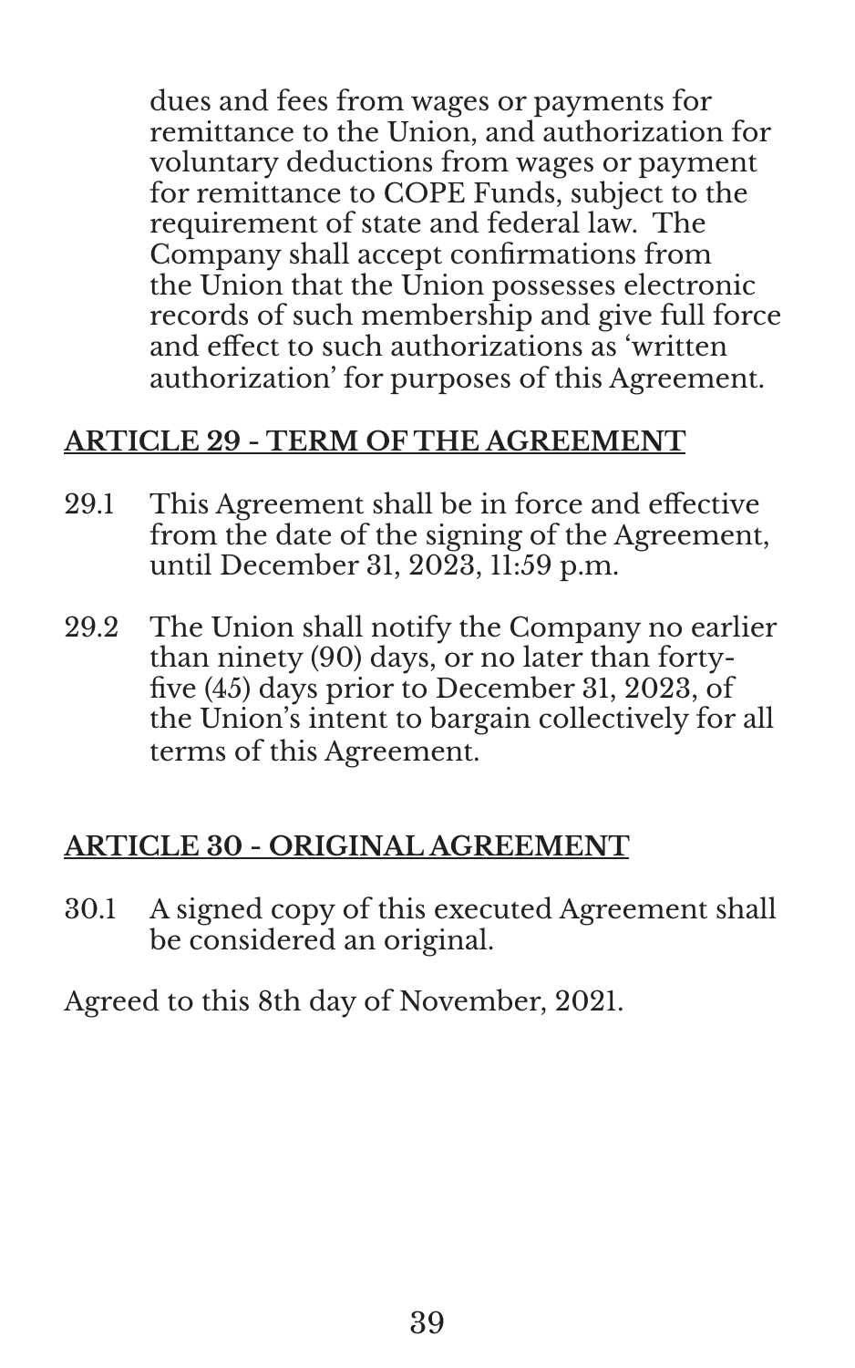dues and fees from wages or payments for remittance to the Union, and authorization for voluntary deductions from wages or payment for remittance to COPE Funds, subject to the requirement of state and federal law. The Company shall accept confirmations from the Union that the Union possesses electronic records of such membership and give full force and effect to such authorizations as 'written authorization' for purposes of this Agreement.

## ARTICLE 29 - TERM OF THE AGREEMENT

29.1 This Agreement shall be in force and effective from the date of the signing of the Agreement, until December 31, 2023, 11:59 p.m.

29.2 The Union shall notify the Company no earlier than ninety (90) days, or no later than forty-five (45) days prior to December 31, 2023, of the Union's intent to bargain collectively for all terms of this Agreement.

## ARTICLE 30 - ORIGINAL AGREEMENT

30.1 A signed copy of this executed Agreement shall be considered an original.

Agreed to this 8th day of November, 2021.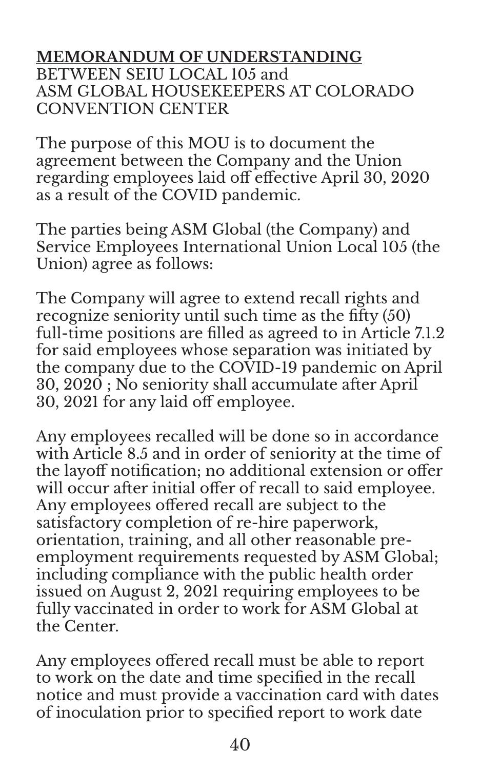**MEMORANDUM OF UNDERSTANDING**
BETWEEN SEIU LOCAL 105 and
ASM GLOBAL HOUSEKEEPERS AT COLORADO CONVENTION CENTER

The purpose of this MOU is to document the agreement between the Company and the Union regarding employees laid off effective April 30, 2020 as a result of the COVID pandemic.

The parties being ASM Global (the Company) and Service Employees International Union Local 105 (the Union) agree as follows:

The Company will agree to extend recall rights and recognize seniority until such time as the fifty (50) full-time positions are filled as agreed to in Article 7.1.2 for said employees whose separation was initiated by the company due to the COVID-19 pandemic on April 30, 2020 ; No seniority shall accumulate after April 30, 2021 for any laid off employee.

Any employees recalled will be done so in accordance with Article 8.5 and in order of seniority at the time of the layoff notification; no additional extension or offer will occur after initial offer of recall to said employee. Any employees offered recall are subject to the satisfactory completion of re-hire paperwork, orientation, training, and all other reasonable pre-employment requirements requested by ASM Global; including compliance with the public health order issued on August 2, 2021 requiring employees to be fully vaccinated in order to work for ASM Global at the Center.

Any employees offered recall must be able to report to work on the date and time specified in the recall notice and must provide a vaccination card with dates of inoculation prior to specified report to work date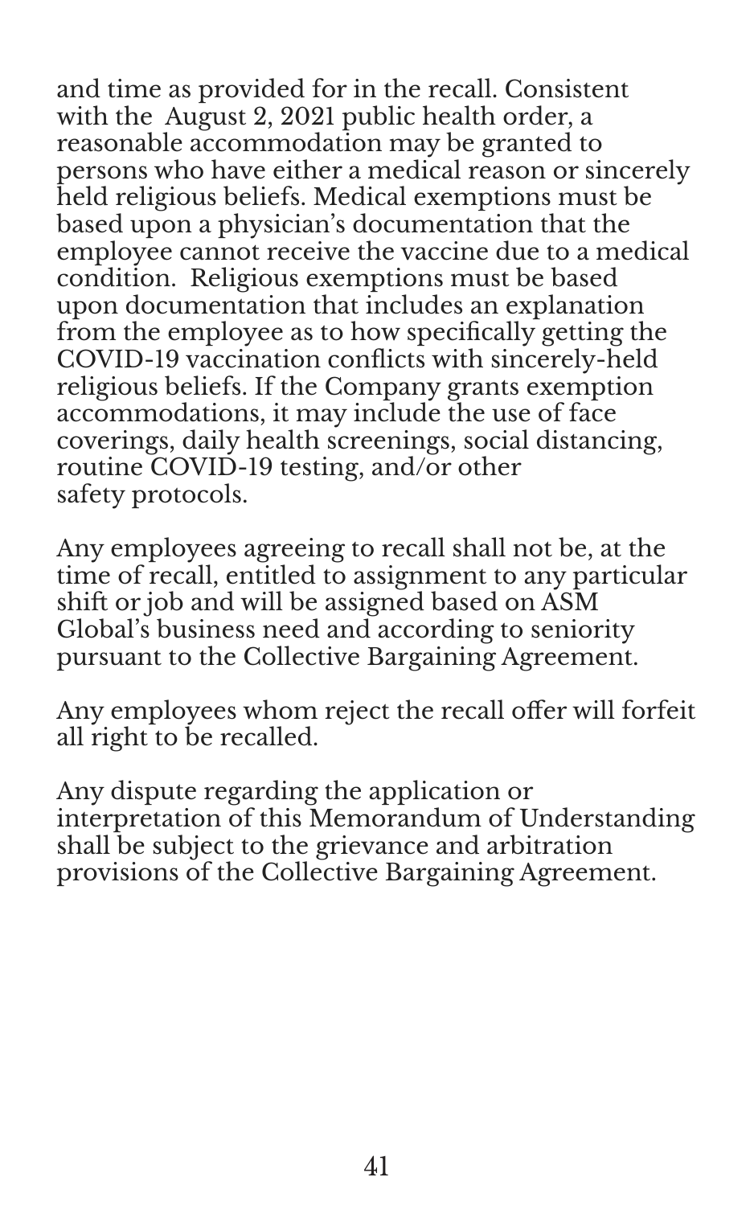and time as provided for in the recall. Consistent with the August 2, 2021 public health order, a reasonable accommodation may be granted to persons who have either a medical reason or sincerely held religious beliefs. Medical exemptions must be based upon a physician's documentation that the employee cannot receive the vaccine due to a medical condition. Religious exemptions must be based upon documentation that includes an explanation from the employee as to how specifically getting the COVID-19 vaccination conflicts with sincerely-held religious beliefs. If the Company grants exemption accommodations, it may include the use of face coverings, daily health screenings, social distancing, routine COVID-19 testing, and/or other safety protocols.

Any employees agreeing to recall shall not be, at the time of recall, entitled to assignment to any particular shift or job and will be assigned based on ASM Global's business need and according to seniority pursuant to the Collective Bargaining Agreement.

Any employees whom reject the recall offer will forfeit all right to be recalled.

Any dispute regarding the application or interpretation of this Memorandum of Understanding shall be subject to the grievance and arbitration provisions of the Collective Bargaining Agreement.